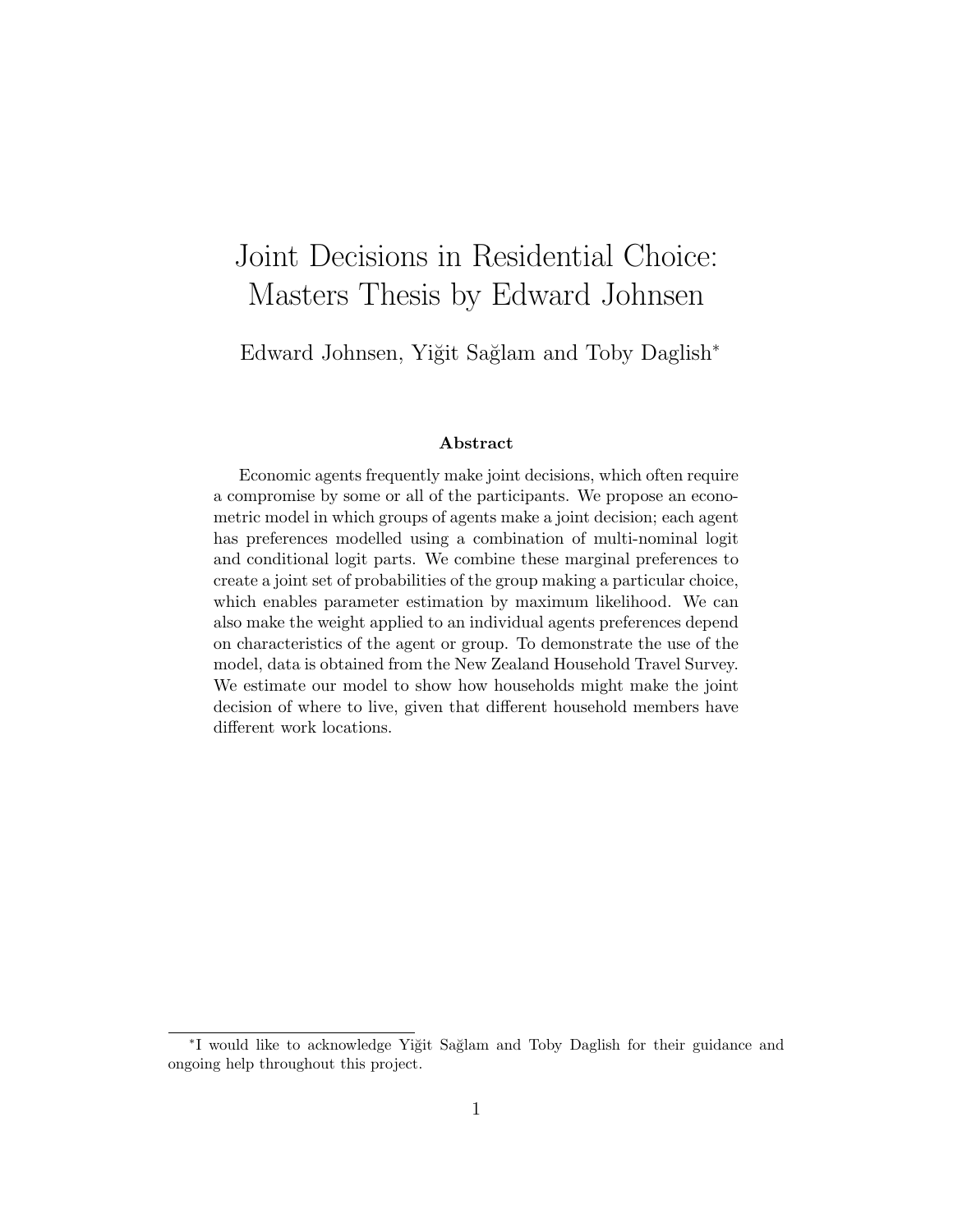# Joint Decisions in Residential Choice: Masters Thesis by Edward Johnsen

Edward Johnsen, Yiğit Sağlam and Toby Daglish*

### Abstract

Economic agents frequently make joint decisions, which often require a compromise by some or all of the participants. We propose an econometric model in which groups of agents make a joint decision; each agent has preferences modelled using a combination of multi-nominal logit and conditional logit parts. We combine these marginal preferences to create a joint set of probabilities of the group making a particular choice, which enables parameter estimation by maximum likelihood. We can also make the weight applied to an individual agents preferences depend on characteristics of the agent or group. To demonstrate the use of the model, data is obtained from the New Zealand Household Travel Survey. We estimate our model to show how households might make the joint decision of where to live, given that different household members have different work locations.

---

*I would like to acknowledge Yiğit Sağlam and Toby Daglish for their guidance and ongoing help throughout this project.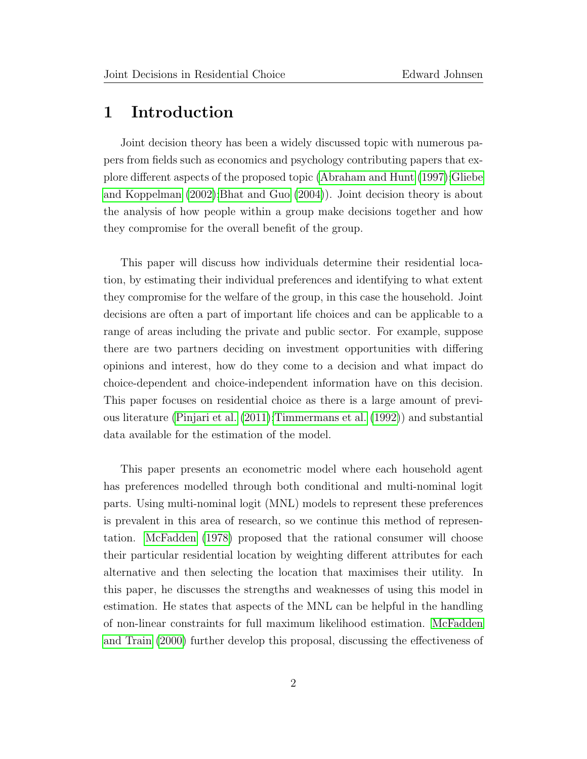# 1 Introduction

Joint decision theory has been a widely discussed topic with numerous papers from fields such as economics and psychology contributing papers that explore different aspects of the proposed topic (Abraham and Hunt (1997);Gliebe and Koppelman (2002);Bhat and Guo (2004)). Joint decision theory is about the analysis of how people within a group make decisions together and how they compromise for the overall benefit of the group.

This paper will discuss how individuals determine their residential location, by estimating their individual preferences and identifying to what extent they compromise for the welfare of the group, in this case the household. Joint decisions are often a part of important life choices and can be applicable to a range of areas including the private and public sector. For example, suppose there are two partners deciding on investment opportunities with differing opinions and interest, how do they come to a decision and what impact do choice-dependent and choice-independent information have on this decision. This paper focuses on residential choice as there is a large amount of previous literature (Pinjari et al. (2011);Timmermans et al. (1992)) and substantial data available for the estimation of the model.

This paper presents an econometric model where each household agent has preferences modelled through both conditional and multi-nominal logit parts. Using multi-nominal logit (MNL) models to represent these preferences is prevalent in this area of research, so we continue this method of representation. McFadden (1978) proposed that the rational consumer will choose their particular residential location by weighting different attributes for each alternative and then selecting the location that maximises their utility. In this paper, he discusses the strengths and weaknesses of using this model in estimation. He states that aspects of the MNL can be helpful in the handling of non-linear constraints for full maximum likelihood estimation. McFadden and Train (2000) further develop this proposal, discussing the effectiveness of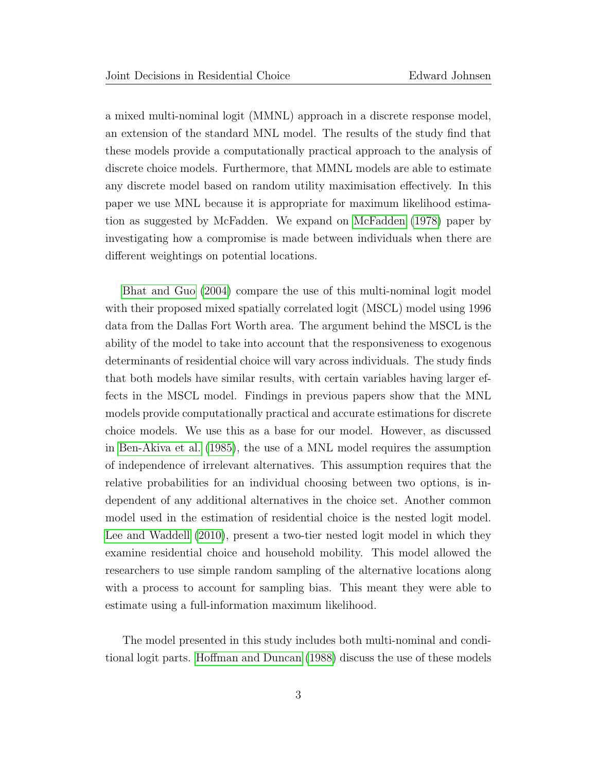a mixed multi-nominal logit (MMNL) approach in a discrete response model, an extension of the standard MNL model. The results of the study find that these models provide a computationally practical approach to the analysis of discrete choice models. Furthermore, that MMNL models are able to estimate any discrete model based on random utility maximisation effectively. In this paper we use MNL because it is appropriate for maximum likelihood estimation as suggested by McFadden. We expand on McFadden (1978) paper by investigating how a compromise is made between individuals when there are different weightings on potential locations.

Bhat and Guo (2004) compare the use of this multi-nominal logit model with their proposed mixed spatially correlated logit (MSCL) model using 1996 data from the Dallas Fort Worth area. The argument behind the MSCL is the ability of the model to take into account that the responsiveness to exogenous determinants of residential choice will vary across individuals. The study finds that both models have similar results, with certain variables having larger effects in the MSCL model. Findings in previous papers show that the MNL models provide computationally practical and accurate estimations for discrete choice models. We use this as a base for our model. However, as discussed in Ben-Akiva et al. (1985), the use of a MNL model requires the assumption of independence of irrelevant alternatives. This assumption requires that the relative probabilities for an individual choosing between two options, is independent of any additional alternatives in the choice set. Another common model used in the estimation of residential choice is the nested logit model. Lee and Waddell (2010), present a two-tier nested logit model in which they examine residential choice and household mobility. This model allowed the researchers to use simple random sampling of the alternative locations along with a process to account for sampling bias. This meant they were able to estimate using a full-information maximum likelihood.

The model presented in this study includes both multi-nominal and conditional logit parts. Hoffman and Duncan (1988) discuss the use of these models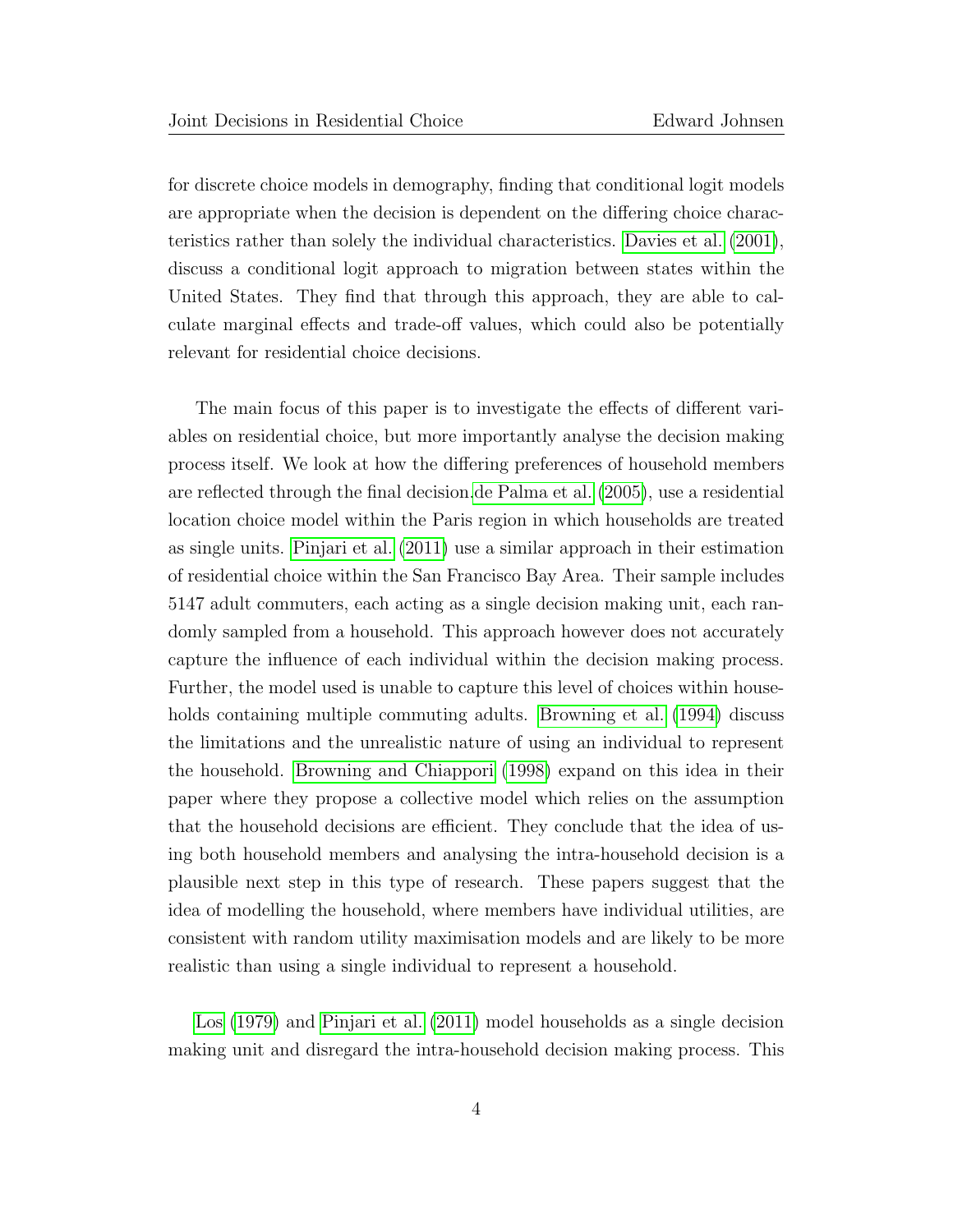for discrete choice models in demography, finding that conditional logit models are appropriate when the decision is dependent on the differing choice characteristics rather than solely the individual characteristics. Davies et al. (2001), discuss a conditional logit approach to migration between states within the United States. They find that through this approach, they are able to calculate marginal effects and trade-off values, which could also be potentially relevant for residential choice decisions.

The main focus of this paper is to investigate the effects of different variables on residential choice, but more importantly analyse the decision making process itself. We look at how the differing preferences of household members are reflected through the final decision.de Palma et al. (2005), use a residential location choice model within the Paris region in which households are treated as single units. Pinjari et al. (2011) use a similar approach in their estimation of residential choice within the San Francisco Bay Area. Their sample includes 5147 adult commuters, each acting as a single decision making unit, each randomly sampled from a household. This approach however does not accurately capture the influence of each individual within the decision making process. Further, the model used is unable to capture this level of choices within households containing multiple commuting adults. Browning et al. (1994) discuss the limitations and the unrealistic nature of using an individual to represent the household. Browning and Chiappori (1998) expand on this idea in their paper where they propose a collective model which relies on the assumption that the household decisions are efficient. They conclude that the idea of using both household members and analysing the intra-household decision is a plausible next step in this type of research. These papers suggest that the idea of modelling the household, where members have individual utilities, are consistent with random utility maximisation models and are likely to be more realistic than using a single individual to represent a household.

Los (1979) and Pinjari et al. (2011) model households as a single decision making unit and disregard the intra-household decision making process. This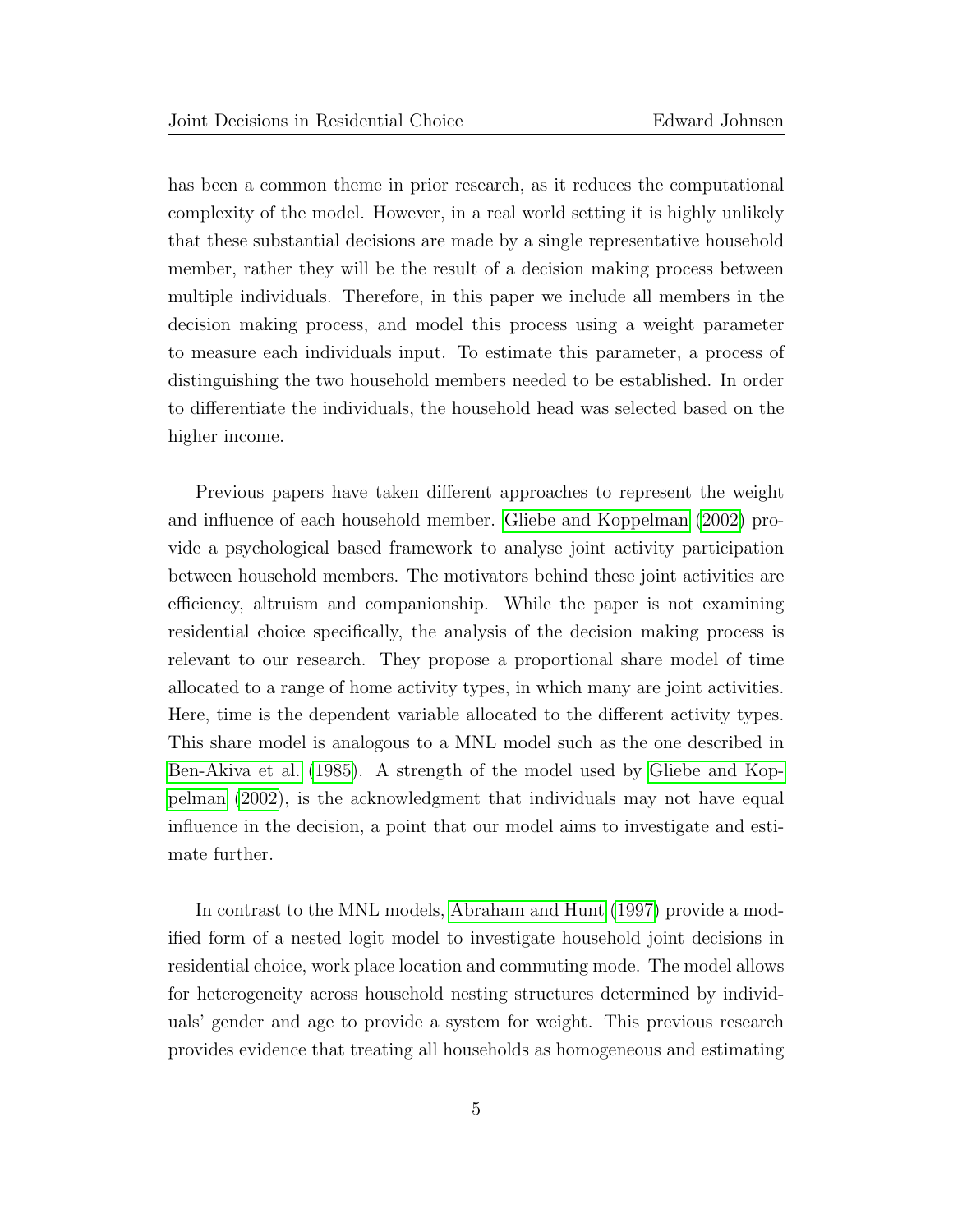has been a common theme in prior research, as it reduces the computational complexity of the model. However, in a real world setting it is highly unlikely that these substantial decisions are made by a single representative household member, rather they will be the result of a decision making process between multiple individuals. Therefore, in this paper we include all members in the decision making process, and model this process using a weight parameter to measure each individuals input. To estimate this parameter, a process of distinguishing the two household members needed to be established. In order to differentiate the individuals, the household head was selected based on the higher income.

Previous papers have taken different approaches to represent the weight and influence of each household member. Gliebe and Koppelman (2002) provide a psychological based framework to analyse joint activity participation between household members. The motivators behind these joint activities are efficiency, altruism and companionship. While the paper is not examining residential choice specifically, the analysis of the decision making process is relevant to our research. They propose a proportional share model of time allocated to a range of home activity types, in which many are joint activities. Here, time is the dependent variable allocated to the different activity types. This share model is analogous to a MNL model such as the one described in Ben-Akiva et al. (1985). A strength of the model used by Gliebe and Koppelman (2002), is the acknowledgment that individuals may not have equal influence in the decision, a point that our model aims to investigate and estimate further.

In contrast to the MNL models, Abraham and Hunt (1997) provide a modified form of a nested logit model to investigate household joint decisions in residential choice, work place location and commuting mode. The model allows for heterogeneity across household nesting structures determined by individuals' gender and age to provide a system for weight. This previous research provides evidence that treating all households as homogeneous and estimating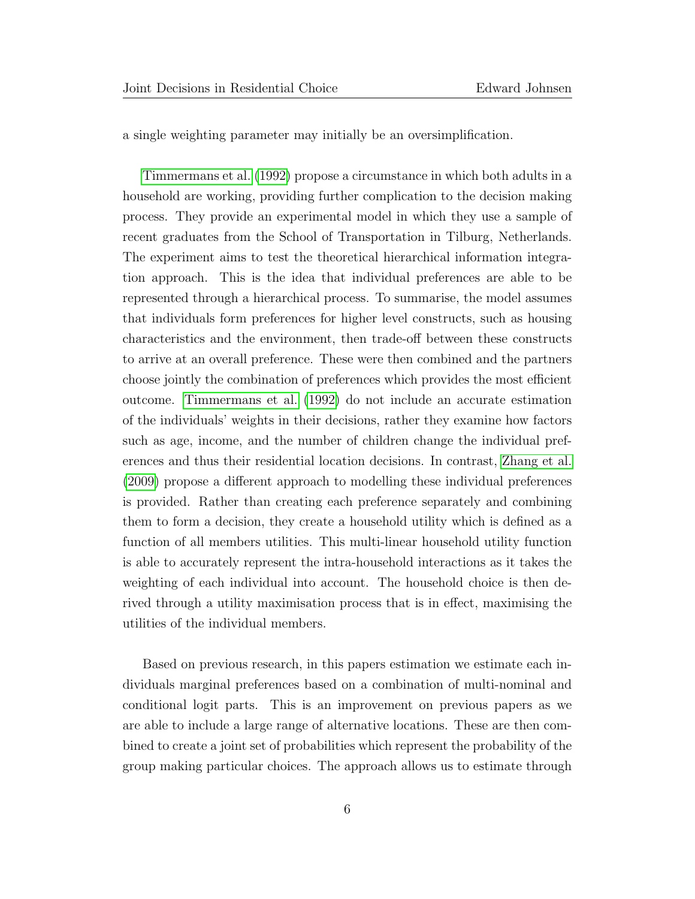a single weighting parameter may initially be an oversimplification.

Timmermans et al. (1992) propose a circumstance in which both adults in a household are working, providing further complication to the decision making process. They provide an experimental model in which they use a sample of recent graduates from the School of Transportation in Tilburg, Netherlands. The experiment aims to test the theoretical hierarchical information integration approach. This is the idea that individual preferences are able to be represented through a hierarchical process. To summarise, the model assumes that individuals form preferences for higher level constructs, such as housing characteristics and the environment, then trade-off between these constructs to arrive at an overall preference. These were then combined and the partners choose jointly the combination of preferences which provides the most efficient outcome. Timmermans et al. (1992) do not include an accurate estimation of the individuals' weights in their decisions, rather they examine how factors such as age, income, and the number of children change the individual preferences and thus their residential location decisions. In contrast, Zhang et al. (2009) propose a different approach to modelling these individual preferences is provided. Rather than creating each preference separately and combining them to form a decision, they create a household utility which is defined as a function of all members utilities. This multi-linear household utility function is able to accurately represent the intra-household interactions as it takes the weighting of each individual into account. The household choice is then derived through a utility maximisation process that is in effect, maximising the utilities of the individual members.

Based on previous research, in this papers estimation we estimate each individuals marginal preferences based on a combination of multi-nominal and conditional logit parts. This is an improvement on previous papers as we are able to include a large range of alternative locations. These are then combined to create a joint set of probabilities which represent the probability of the group making particular choices. The approach allows us to estimate through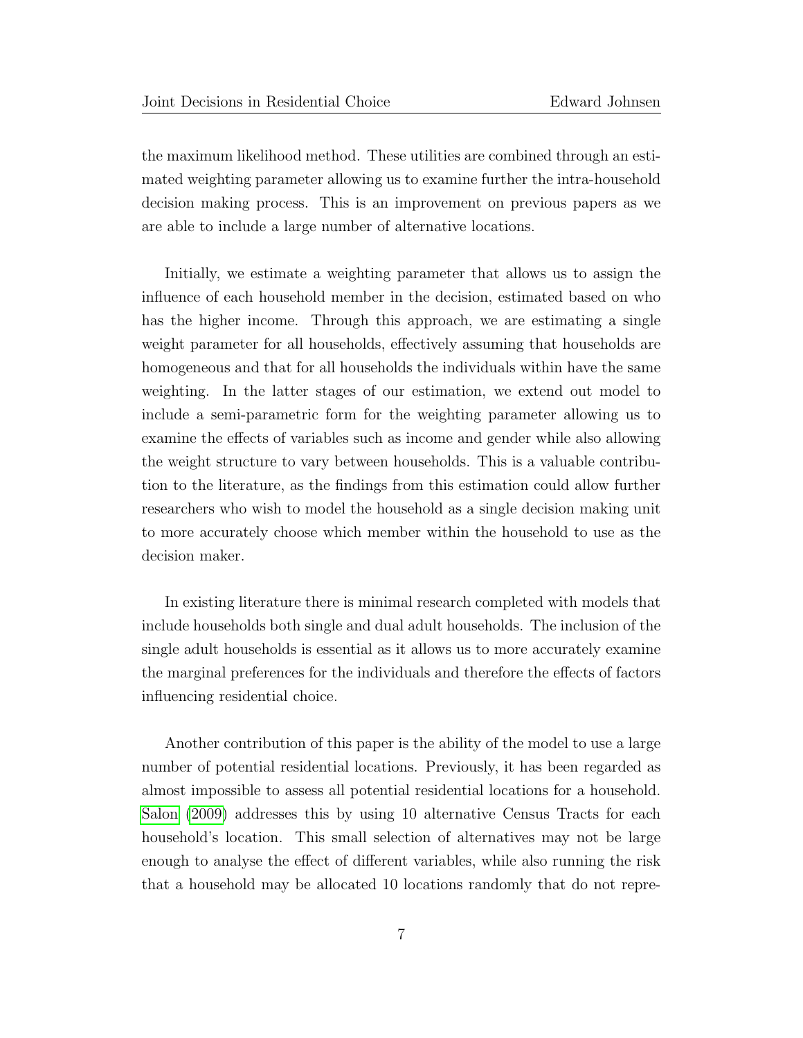the maximum likelihood method. These utilities are combined through an estimated weighting parameter allowing us to examine further the intra-household decision making process. This is an improvement on previous papers as we are able to include a large number of alternative locations.

Initially, we estimate a weighting parameter that allows us to assign the influence of each household member in the decision, estimated based on who has the higher income. Through this approach, we are estimating a single weight parameter for all households, effectively assuming that households are homogeneous and that for all households the individuals within have the same weighting. In the latter stages of our estimation, we extend out model to include a semi-parametric form for the weighting parameter allowing us to examine the effects of variables such as income and gender while also allowing the weight structure to vary between households. This is a valuable contribution to the literature, as the findings from this estimation could allow further researchers who wish to model the household as a single decision making unit to more accurately choose which member within the household to use as the decision maker.

In existing literature there is minimal research completed with models that include households both single and dual adult households. The inclusion of the single adult households is essential as it allows us to more accurately examine the marginal preferences for the individuals and therefore the effects of factors influencing residential choice.

Another contribution of this paper is the ability of the model to use a large number of potential residential locations. Previously, it has been regarded as almost impossible to assess all potential residential locations for a household. Salon (2009) addresses this by using 10 alternative Census Tracts for each household's location. This small selection of alternatives may not be large enough to analyse the effect of different variables, while also running the risk that a household may be allocated 10 locations randomly that do not repre-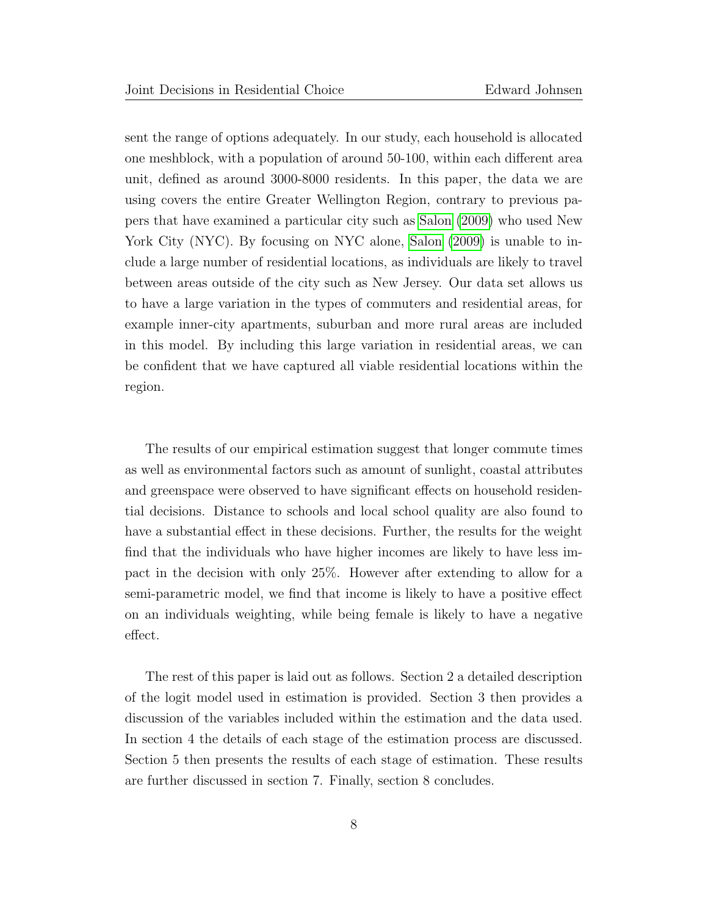sent the range of options adequately. In our study, each household is allocated one meshblock, with a population of around 50-100, within each different area unit, defined as around 3000-8000 residents. In this paper, the data we are using covers the entire Greater Wellington Region, contrary to previous papers that have examined a particular city such as Salon (2009) who used New York City (NYC). By focusing on NYC alone, Salon (2009) is unable to include a large number of residential locations, as individuals are likely to travel between areas outside of the city such as New Jersey. Our data set allows us to have a large variation in the types of commuters and residential areas, for example inner-city apartments, suburban and more rural areas are included in this model. By including this large variation in residential areas, we can be confident that we have captured all viable residential locations within the region.

The results of our empirical estimation suggest that longer commute times as well as environmental factors such as amount of sunlight, coastal attributes and greenspace were observed to have significant effects on household residential decisions. Distance to schools and local school quality are also found to have a substantial effect in these decisions. Further, the results for the weight find that the individuals who have higher incomes are likely to have less impact in the decision with only 25%. However after extending to allow for a semi-parametric model, we find that income is likely to have a positive effect on an individuals weighting, while being female is likely to have a negative effect.

The rest of this paper is laid out as follows. Section 2 a detailed description of the logit model used in estimation is provided. Section 3 then provides a discussion of the variables included within the estimation and the data used. In section 4 the details of each stage of the estimation process are discussed. Section 5 then presents the results of each stage of estimation. These results are further discussed in section 7. Finally, section 8 concludes.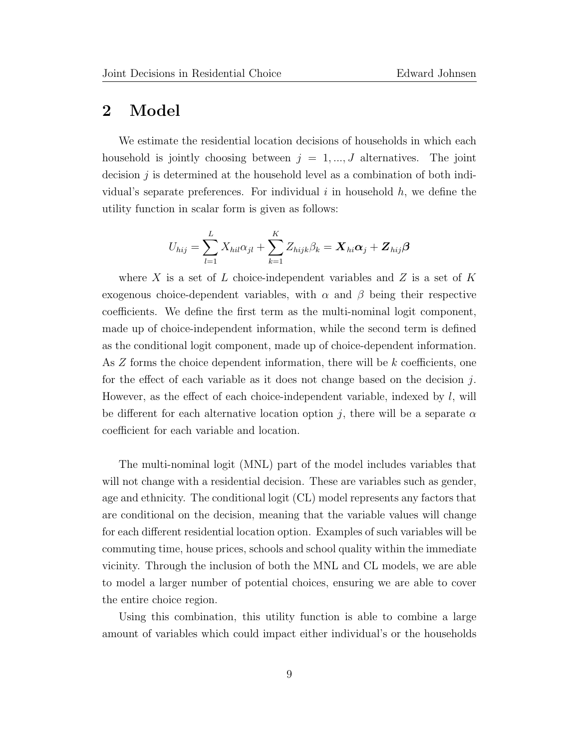## 2 Model

We estimate the residential location decisions of households in which each household is jointly choosing between $j = 1, ..., J$ alternatives. The joint decision $j$ is determined at the household level as a combination of both individual's separate preferences. For individual $i$ in household $h$, we define the utility function in scalar form is given as follows:

$$U_{hij} = \sum_{l=1}^{L} X_{hil}\alpha_{jl} + \sum_{k=1}^{K} Z_{hijk}\beta_k = \boldsymbol{X}_{hi}\boldsymbol{\alpha}_j + \boldsymbol{Z}_{hij}\boldsymbol{\beta}$$

where $X$ is a set of $L$ choice-independent variables and $Z$ is a set of $K$ exogenous choice-dependent variables, with $\alpha$ and $\beta$ being their respective coefficients. We define the first term as the multi-nominal logit component, made up of choice-independent information, while the second term is defined as the conditional logit component, made up of choice-dependent information. As $Z$ forms the choice dependent information, there will be $k$ coefficients, one for the effect of each variable as it does not change based on the decision $j$. However, as the effect of each choice-independent variable, indexed by $l$, will be different for each alternative location option $j$, there will be a separate $\alpha$ coefficient for each variable and location.

The multi-nominal logit (MNL) part of the model includes variables that will not change with a residential decision. These are variables such as gender, age and ethnicity. The conditional logit (CL) model represents any factors that are conditional on the decision, meaning that the variable values will change for each different residential location option. Examples of such variables will be commuting time, house prices, schools and school quality within the immediate vicinity. Through the inclusion of both the MNL and CL models, we are able to model a larger number of potential choices, ensuring we are able to cover the entire choice region.

Using this combination, this utility function is able to combine a large amount of variables which could impact either individual's or the households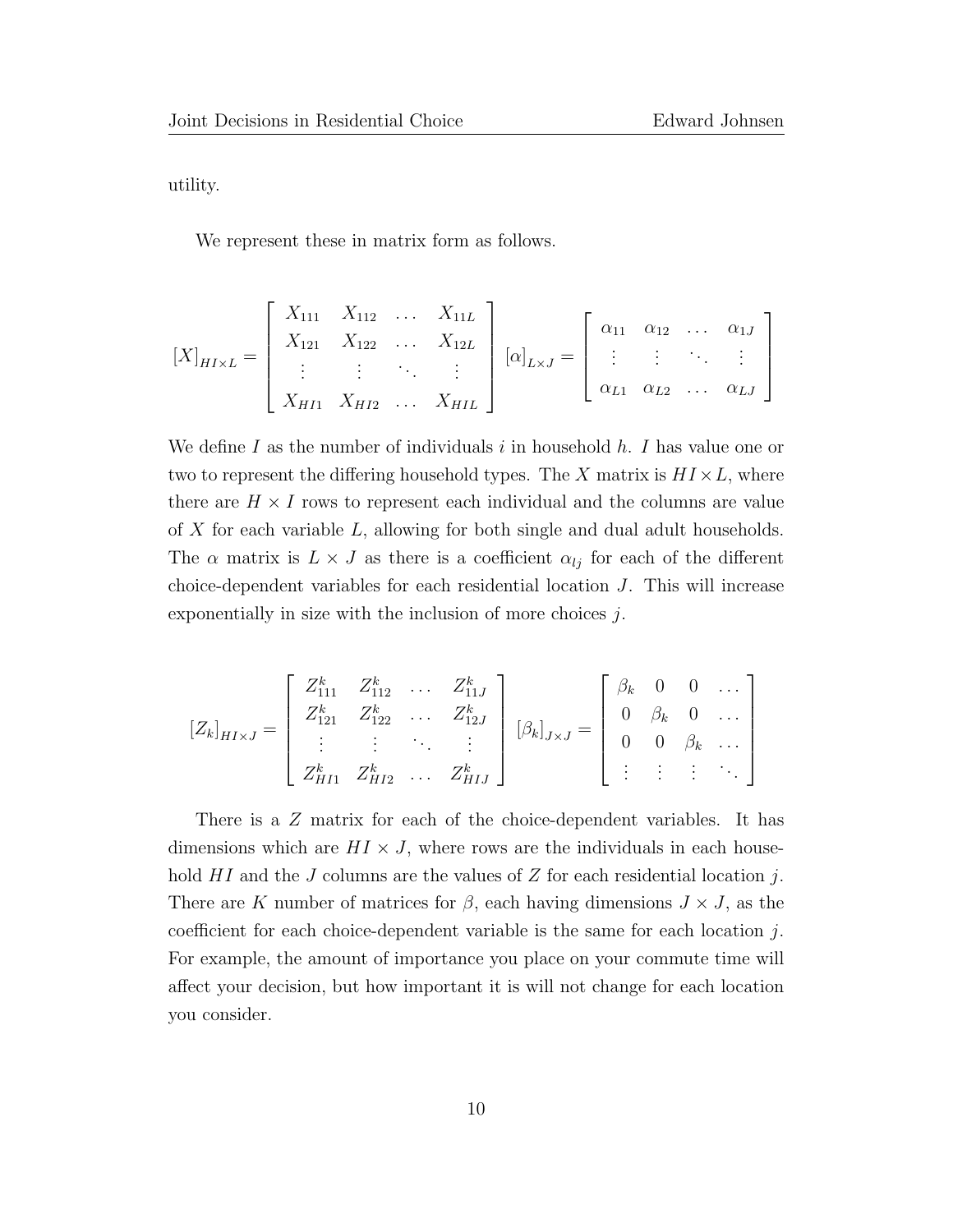utility.

We represent these in matrix form as follows.

$$
[X]_{HI \times L} = \begin{bmatrix} X_{111} & X_{112} & \dots & X_{11L} \\ X_{121} & X_{122} & \dots & X_{12L} \\ \vdots & \vdots & \ddots & \vdots \\ X_{HI1} & X_{HI2} & \dots & X_{HIL} \end{bmatrix} \quad [\alpha]_{L \times J} = \begin{bmatrix} \alpha_{11} & \alpha_{12} & \dots & \alpha_{1J} \\ \vdots & \vdots & \ddots & \vdots \\ \alpha_{L1} & \alpha_{L2} & \dots & \alpha_{LJ} \end{bmatrix}
$$

We define $I$ as the number of individuals $i$ in household $h$. $I$ has value one or two to represent the differing household types. The $X$ matrix is $HI \times L$, where there are $H \times I$ rows to represent each individual and the columns are value of $X$ for each variable $L$, allowing for both single and dual adult households. The $\alpha$ matrix is $L \times J$ as there is a coefficient $\alpha_{lj}$ for each of the different choice-dependent variables for each residential location $J$. This will increase exponentially in size with the inclusion of more choices $j$.

$$
[Z_k]_{HI \times J} = \begin{bmatrix} Z^k_{111} & Z^k_{112} & \dots & Z^k_{11J} \\ Z^k_{121} & Z^k_{122} & \dots & Z^k_{12J} \\ \vdots & \vdots & \ddots & \vdots \\ Z^k_{HI1} & Z^k_{HI2} & \dots & Z^k_{HIJ} \end{bmatrix} \quad [\beta_k]_{J \times J} = \begin{bmatrix} \beta_k & 0 & 0 & \dots \\ 0 & \beta_k & 0 & \dots \\ 0 & 0 & \beta_k & \dots \\ \vdots & \vdots & \vdots & \ddots \end{bmatrix}
$$

There is a $Z$ matrix for each of the choice-dependent variables. It has dimensions which are $HI \times J$, where rows are the individuals in each household $HI$ and the $J$ columns are the values of $Z$ for each residential location $j$. There are $K$ number of matrices for $\beta$, each having dimensions $J \times J$, as the coefficient for each choice-dependent variable is the same for each location $j$. For example, the amount of importance you place on your commute time will affect your decision, but how important it is will not change for each location you consider.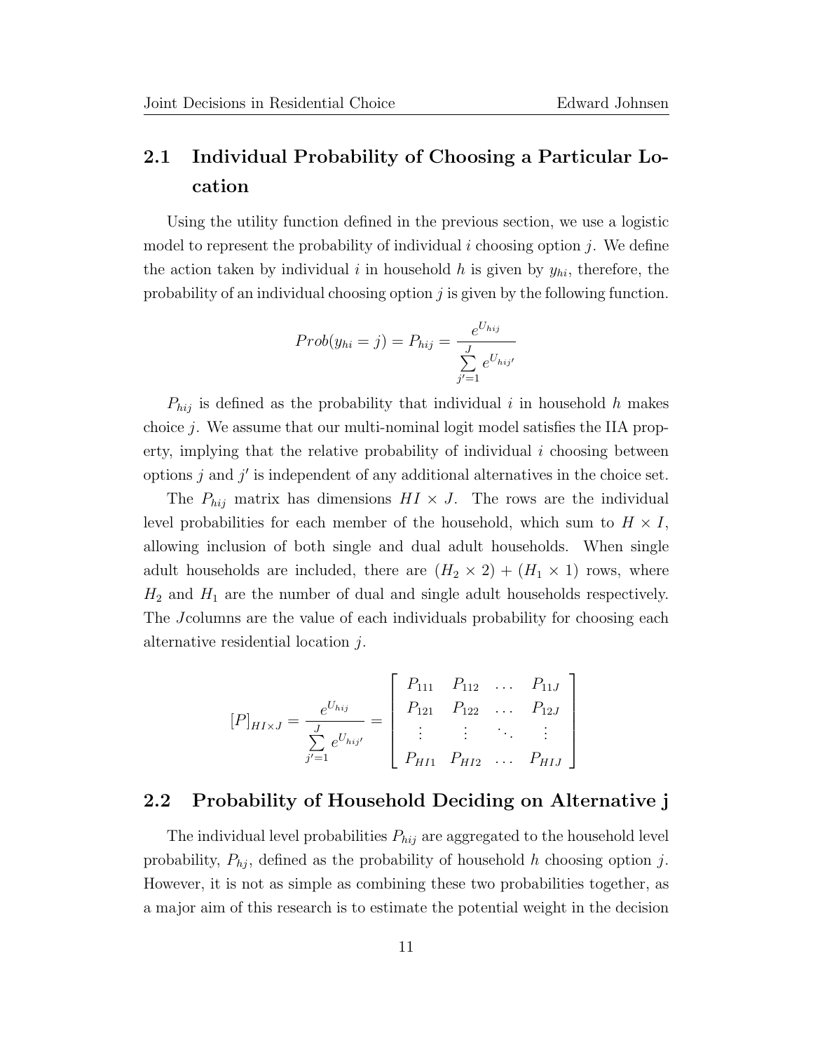## 2.1 Individual Probability of Choosing a Particular Location

Using the utility function defined in the previous section, we use a logistic model to represent the probability of individual $i$ choosing option $j$. We define the action taken by individual $i$ in household $h$ is given by $y_{hi}$, therefore, the probability of an individual choosing option $j$ is given by the following function.

$$Prob(y_{hi} = j) = P_{hij} = \frac{e^{U_{hij}}}{\sum_{j'=1}^{J} e^{U_{hij'}}}$$

$P_{hij}$ is defined as the probability that individual $i$ in household $h$ makes choice $j$. We assume that our multi-nominal logit model satisfies the IIA property, implying that the relative probability of individual $i$ choosing between options $j$ and $j'$ is independent of any additional alternatives in the choice set.

The $P_{hij}$ matrix has dimensions $HI \times J$. The rows are the individual level probabilities for each member of the household, which sum to $H \times I$, allowing inclusion of both single and dual adult households. When single adult households are included, there are $(H_2 \times 2) + (H_1 \times 1)$ rows, where $H_2$ and $H_1$ are the number of dual and single adult households respectively. The $J$columns are the value of each individuals probability for choosing each alternative residential location $j$.

$$[P]_{HI \times J} = \frac{e^{U_{hij}}}{\sum_{j'=1}^{J} e^{U_{hij'}}} = \begin{bmatrix} P_{111} & P_{112} & \dots & P_{11J} \\ P_{121} & P_{122} & \dots & P_{12J} \\ \vdots & \vdots & \ddots & \vdots \\ P_{HI1} & P_{HI2} & \dots & P_{HIJ} \end{bmatrix}$$

## 2.2 Probability of Household Deciding on Alternative j

The individual level probabilities $P_{hij}$ are aggregated to the household level probability, $P_{hj}$, defined as the probability of household $h$ choosing option $j$. However, it is not as simple as combining these two probabilities together, as a major aim of this research is to estimate the potential weight in the decision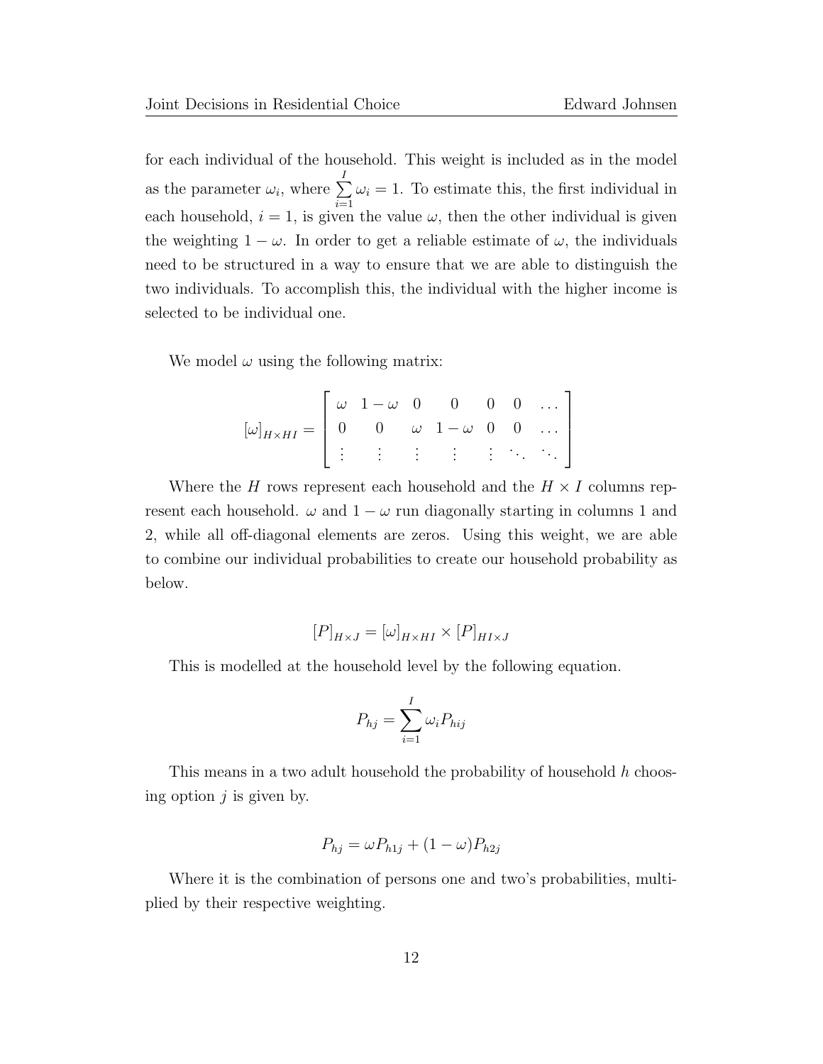for each individual of the household. This weight is included as in the model as the parameter $\omega_i$, where $\sum_{i=1}^{I} \omega_i = 1$. To estimate this, the first individual in each household, $i = 1$, is given the value $\omega$, then the other individual is given the weighting $1 - \omega$. In order to get a reliable estimate of $\omega$, the individuals need to be structured in a way to ensure that we are able to distinguish the two individuals. To accomplish this, the individual with the higher income is selected to be individual one.

We model $\omega$ using the following matrix:

$$[\omega]_{H \times HI} = \begin{bmatrix} \omega & 1-\omega & 0 & 0 & 0 & 0 & \dots \\ 0 & 0 & \omega & 1-\omega & 0 & 0 & \dots \\ \vdots & \vdots & \vdots & \vdots & \vdots & \ddots & \ddots \end{bmatrix}$$

Where the $H$ rows represent each household and the $H \times I$ columns represent each household. $\omega$ and $1 - \omega$ run diagonally starting in columns 1 and 2, while all off-diagonal elements are zeros. Using this weight, we are able to combine our individual probabilities to create our household probability as below.

$$[P]_{H \times J} = [\omega]_{H \times HI} \times [P]_{HI \times J}$$

This is modelled at the household level by the following equation.

$$P_{hj} = \sum_{i=1}^{I} \omega_i P_{hij}$$

This means in a two adult household the probability of household $h$ choosing option $j$ is given by.

$$P_{hj} = \omega P_{h1j} + (1 - \omega) P_{h2j}$$

Where it is the combination of persons one and two's probabilities, multiplied by their respective weighting.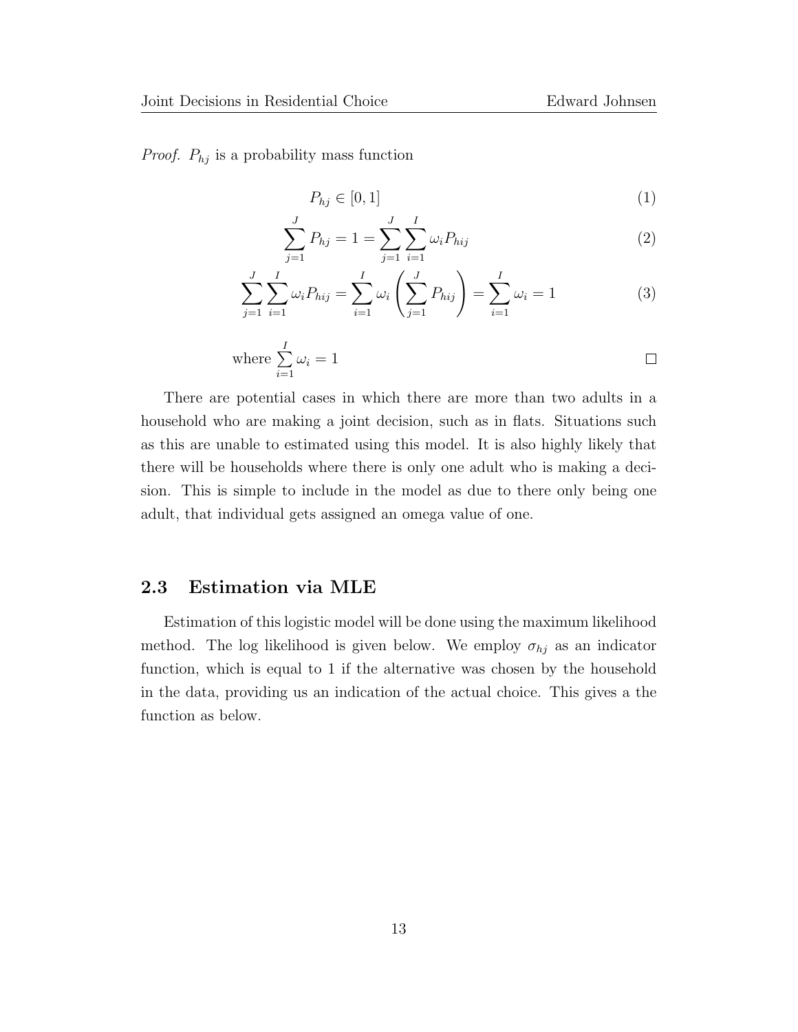*Proof.* $P_{hj}$ is a probability mass function

$$P_{hj} \in [0, 1] \tag{1}$$

$$\sum_{j=1}^{J} P_{hj} = 1 = \sum_{j=1}^{J} \sum_{i=1}^{I} \omega_i P_{hij} \tag{2}$$

$$\sum_{j=1}^{J} \sum_{i=1}^{I} \omega_i P_{hij} = \sum_{i=1}^{I} \omega_i \left( \sum_{j=1}^{J} P_{hij} \right) = \sum_{i=1}^{I} \omega_i = 1 \tag{3}$$

$$\text{where } \sum_{i=1}^{I} \omega_i = 1$$

□

There are potential cases in which there are more than two adults in a household who are making a joint decision, such as in flats. Situations such as this are unable to estimated using this model. It is also highly likely that there will be households where there is only one adult who is making a decision. This is simple to include in the model as due to there only being one adult, that individual gets assigned an omega value of one.

## 2.3 Estimation via MLE

Estimation of this logistic model will be done using the maximum likelihood method. The log likelihood is given below. We employ $\sigma_{hj}$ as an indicator function, which is equal to 1 if the alternative was chosen by the household in the data, providing us an indication of the actual choice. This gives a the function as below.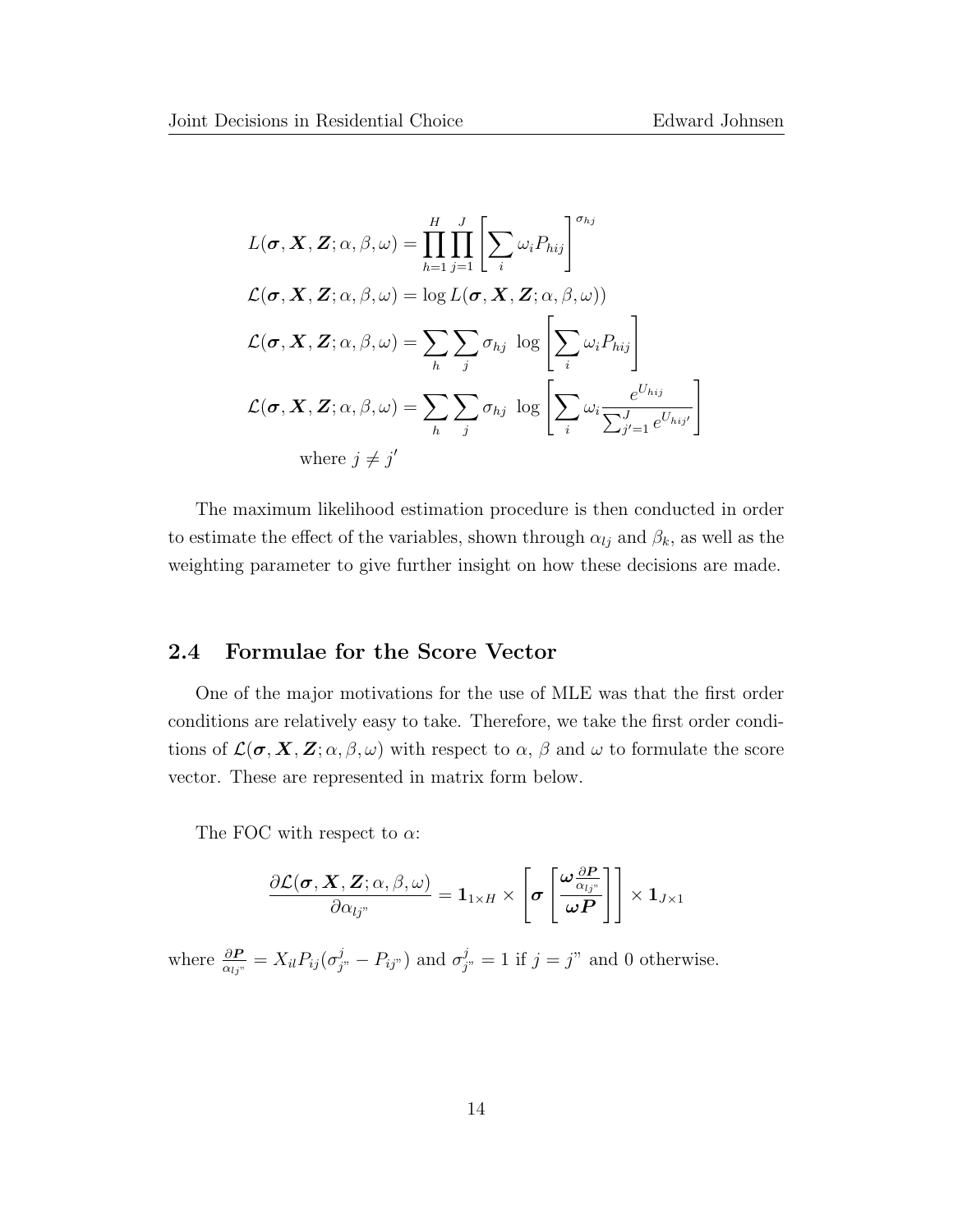$$
\begin{aligned}
L(\boldsymbol{\sigma}, \boldsymbol{X}, \boldsymbol{Z}; \alpha, \beta, \omega) &= \prod_{h=1}^{H} \prod_{j=1}^{J} \left[ \sum_i \omega_i P_{hij} \right]^{\sigma_{hj}} \\
\mathcal{L}(\boldsymbol{\sigma}, \boldsymbol{X}, \boldsymbol{Z}; \alpha, \beta, \omega) &= \log L(\boldsymbol{\sigma}, \boldsymbol{X}, \boldsymbol{Z}; \alpha, \beta, \omega)) \\
\mathcal{L}(\boldsymbol{\sigma}, \boldsymbol{X}, \boldsymbol{Z}; \alpha, \beta, \omega) &= \sum_h \sum_j \sigma_{hj} \ \log \left[ \sum_i \omega_i P_{hij} \right] \\
\mathcal{L}(\boldsymbol{\sigma}, \boldsymbol{X}, \boldsymbol{Z}; \alpha, \beta, \omega) &= \sum_h \sum_j \sigma_{hj} \ \log \left[ \sum_i \omega_i \frac{e^{U_{hij}}}{\sum_{j'=1}^{J} e^{U_{hij'}}} \right] \\
&\text{where } j \neq j'
\end{aligned}
$$

The maximum likelihood estimation procedure is then conducted in order to estimate the effect of the variables, shown through $\alpha_{lj}$ and $\beta_k$, as well as the weighting parameter to give further insight on how these decisions are made.

## 2.4 Formulae for the Score Vector

One of the major motivations for the use of MLE was that the first order conditions are relatively easy to take. Therefore, we take the first order conditions of $\mathcal{L}(\boldsymbol{\sigma}, \boldsymbol{X}, \boldsymbol{Z}; \alpha, \beta, \omega)$ with respect to $\alpha$, $\beta$ and $\omega$ to formulate the score vector. These are represented in matrix form below.

The FOC with respect to $\alpha$:

$$
\frac{\partial \mathcal{L}(\boldsymbol{\sigma}, \boldsymbol{X}, \boldsymbol{Z}; \alpha, \beta, \omega)}{\partial \alpha_{lj"}} = \mathbf{1}_{1 \times H} \times \left[ \boldsymbol{\sigma} \left[ \frac{\boldsymbol{\omega} \frac{\partial \boldsymbol{P}}{\alpha_{lj"}}}{\boldsymbol{\omega} \boldsymbol{P}} \right] \right] \times \mathbf{1}_{J \times 1}
$$

where $\frac{\partial \boldsymbol{P}}{\alpha_{lj"}} = X_{il} P_{ij} (\sigma^j_{j"} - P_{ij"})$ and $\sigma^j_{j"} = 1$ if $j = j"$ and 0 otherwise.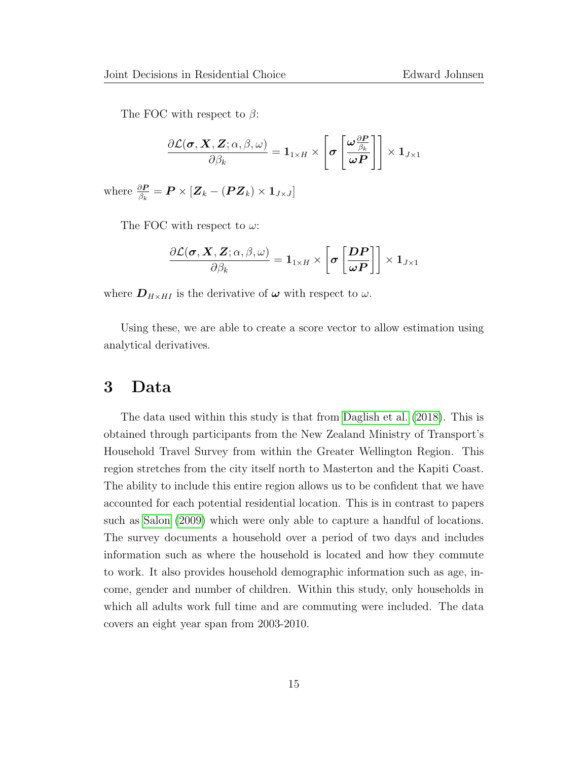The FOC with respect to $\beta$:

$$\frac{\partial \mathcal{L}(\boldsymbol{\sigma}, \boldsymbol{X}, \boldsymbol{Z}; \alpha, \beta, \omega)}{\partial \beta_k} = \mathbf{1}_{1 \times H} \times \left[ \boldsymbol{\sigma} \left[ \frac{\boldsymbol{\omega} \frac{\partial \boldsymbol{P}}{\beta_k}}{\boldsymbol{\omega} \boldsymbol{P}} \right] \right] \times \mathbf{1}_{J \times 1}$$

where $\frac{\partial \boldsymbol{P}}{\beta_k} = \boldsymbol{P} \times [\boldsymbol{Z}_k - (\boldsymbol{P} \boldsymbol{Z}_k) \times \mathbf{1}_{J \times J}]$

The FOC with respect to $\omega$:

$$\frac{\partial \mathcal{L}(\boldsymbol{\sigma}, \boldsymbol{X}, \boldsymbol{Z}; \alpha, \beta, \omega)}{\partial \beta_k} = \mathbf{1}_{1 \times H} \times \left[ \boldsymbol{\sigma} \left[ \frac{\boldsymbol{D} \boldsymbol{P}}{\boldsymbol{\omega} \boldsymbol{P}} \right] \right] \times \mathbf{1}_{J \times 1}$$

where $\boldsymbol{D}_{H \times HI}$ is the derivative of $\boldsymbol{\omega}$ with respect to $\omega$.

Using these, we are able to create a score vector to allow estimation using analytical derivatives.

# 3 Data

The data used within this study is that from Daglish et al. (2018). This is obtained through participants from the New Zealand Ministry of Transport's Household Travel Survey from within the Greater Wellington Region. This region stretches from the city itself north to Masterton and the Kapiti Coast. The ability to include this entire region allows us to be confident that we have accounted for each potential residential location. This is in contrast to papers such as Salon (2009) which were only able to capture a handful of locations. The survey documents a household over a period of two days and includes information such as where the household is located and how they commute to work. It also provides household demographic information such as age, income, gender and number of children. Within this study, only households in which all adults work full time and are commuting were included. The data covers an eight year span from 2003-2010.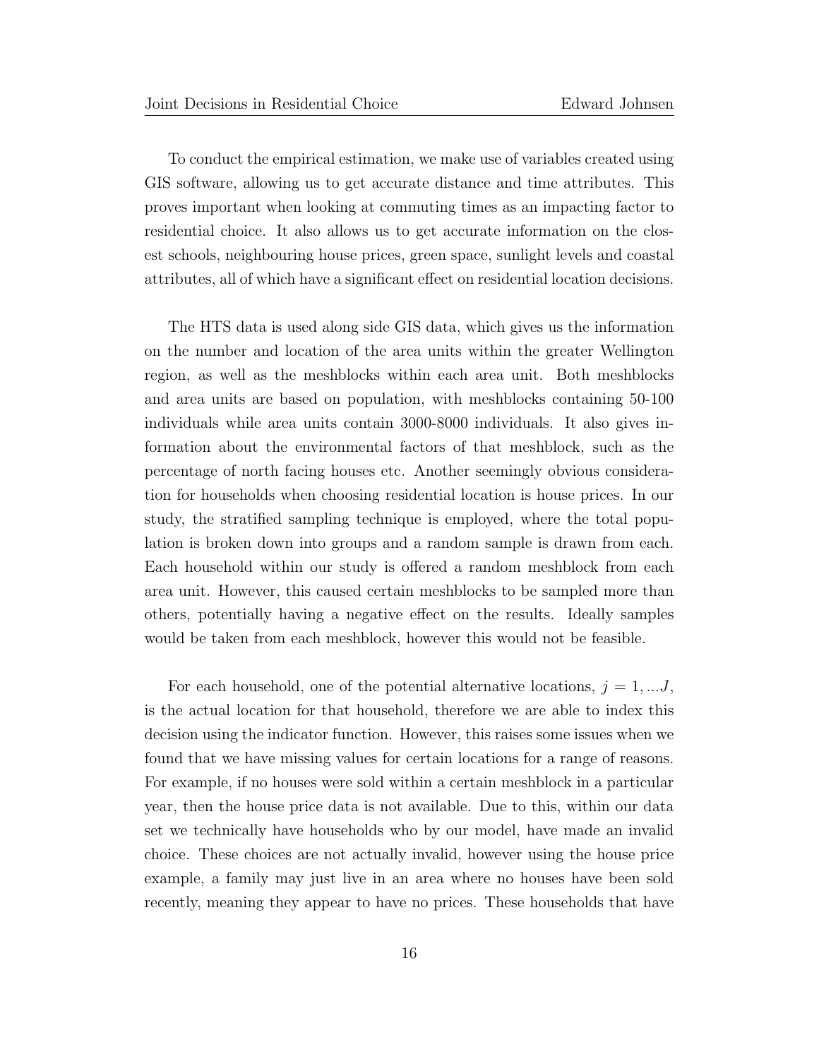To conduct the empirical estimation, we make use of variables created using GIS software, allowing us to get accurate distance and time attributes. This proves important when looking at commuting times as an impacting factor to residential choice. It also allows us to get accurate information on the closest schools, neighbouring house prices, green space, sunlight levels and coastal attributes, all of which have a significant effect on residential location decisions.

The HTS data is used along side GIS data, which gives us the information on the number and location of the area units within the greater Wellington region, as well as the meshblocks within each area unit. Both meshblocks and area units are based on population, with meshblocks containing 50-100 individuals while area units contain 3000-8000 individuals. It also gives information about the environmental factors of that meshblock, such as the percentage of north facing houses etc. Another seemingly obvious consideration for households when choosing residential location is house prices. In our study, the stratified sampling technique is employed, where the total population is broken down into groups and a random sample is drawn from each. Each household within our study is offered a random meshblock from each area unit. However, this caused certain meshblocks to be sampled more than others, potentially having a negative effect on the results. Ideally samples would be taken from each meshblock, however this would not be feasible.

For each household, one of the potential alternative locations, $j = 1, ...J$, is the actual location for that household, therefore we are able to index this decision using the indicator function. However, this raises some issues when we found that we have missing values for certain locations for a range of reasons. For example, if no houses were sold within a certain meshblock in a particular year, then the house price data is not available. Due to this, within our data set we technically have households who by our model, have made an invalid choice. These choices are not actually invalid, however using the house price example, a family may just live in an area where no houses have been sold recently, meaning they appear to have no prices. These households that have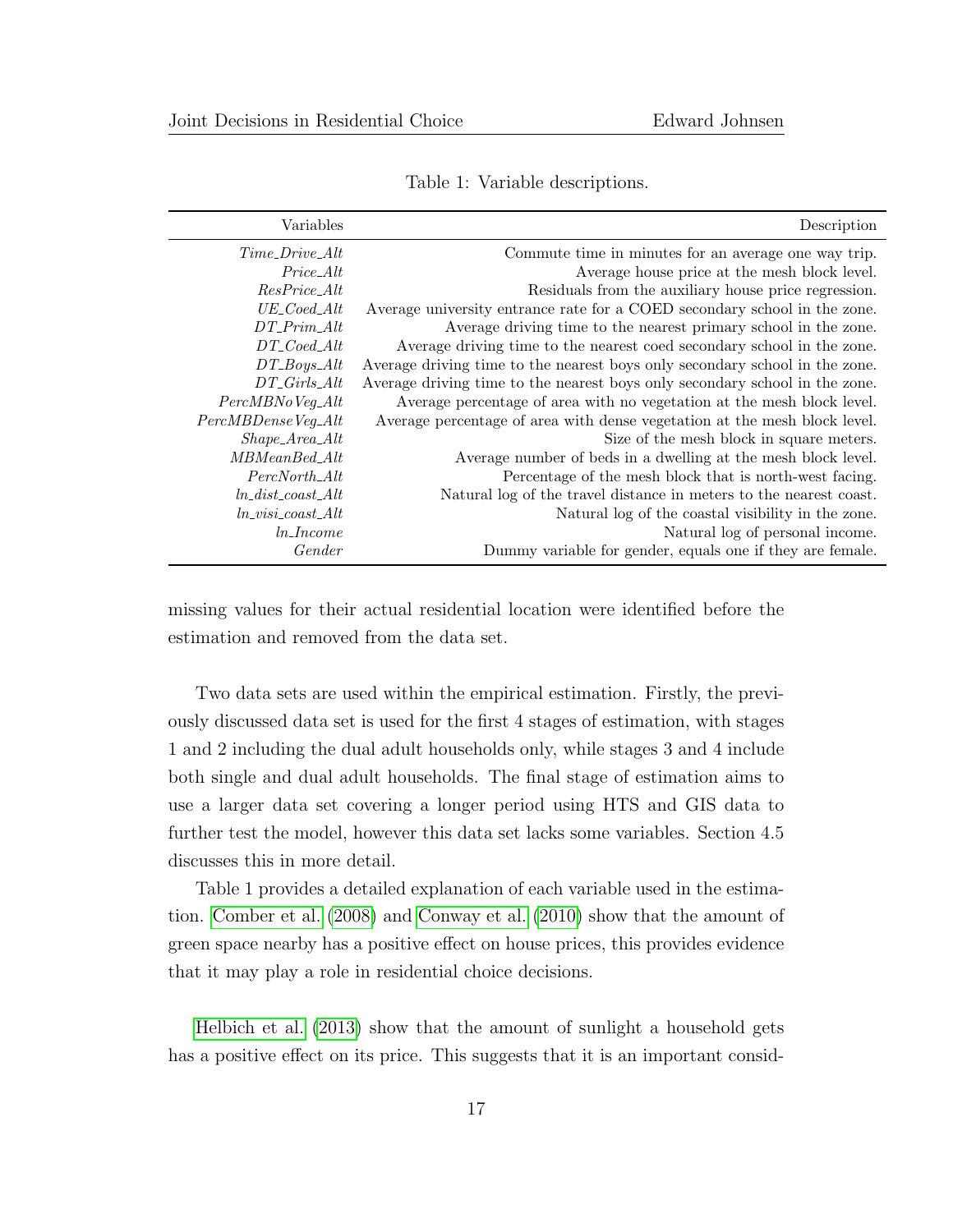Table 1: Variable descriptions.

| Variables | Description |
|---|---|
| *Time_Drive_Alt* | Commute time in minutes for an average one way trip. |
| *Price_Alt* | Average house price at the mesh block level. |
| *ResPrice_Alt* | Residuals from the auxiliary house price regression. |
| *UE_Coed_Alt* | Average university entrance rate for a COED secondary school in the zone. |
| *DT_Prim_Alt* | Average driving time to the nearest primary school in the zone. |
| *DT_Coed_Alt* | Average driving time to the nearest coed secondary school in the zone. |
| *DT_Boys_Alt* | Average driving time to the nearest boys only secondary school in the zone. |
| *DT_Girls_Alt* | Average driving time to the nearest boys only secondary school in the zone. |
| *PercMBNoVeg_Alt* | Average percentage of area with no vegetation at the mesh block level. |
| *PercMBDenseVeg_Alt* | Average percentage of area with dense vegetation at the mesh block level. |
| *Shape_Area_Alt* | Size of the mesh block in square meters. |
| *MBMeanBed_Alt* | Average number of beds in a dwelling at the mesh block level. |
| *PercNorth_Alt* | Percentage of the mesh block that is north-west facing. |
| *ln_dist_coast_Alt* | Natural log of the travel distance in meters to the nearest coast. |
| *ln_visi_coast_Alt* | Natural log of the coastal visibility in the zone. |
| *ln_Income* | Natural log of personal income. |
| *Gender* | Dummy variable for gender, equals one if they are female. |

missing values for their actual residential location were identified before the estimation and removed from the data set.

Two data sets are used within the empirical estimation. Firstly, the previously discussed data set is used for the first 4 stages of estimation, with stages 1 and 2 including the dual adult households only, while stages 3 and 4 include both single and dual adult households. The final stage of estimation aims to use a larger data set covering a longer period using HTS and GIS data to further test the model, however this data set lacks some variables. Section 4.5 discusses this in more detail.

Table 1 provides a detailed explanation of each variable used in the estimation. Comber et al. (2008) and Conway et al. (2010) show that the amount of green space nearby has a positive effect on house prices, this provides evidence that it may play a role in residential choice decisions.

Helbich et al. (2013) show that the amount of sunlight a household gets has a positive effect on its price. This suggests that it is an important consid-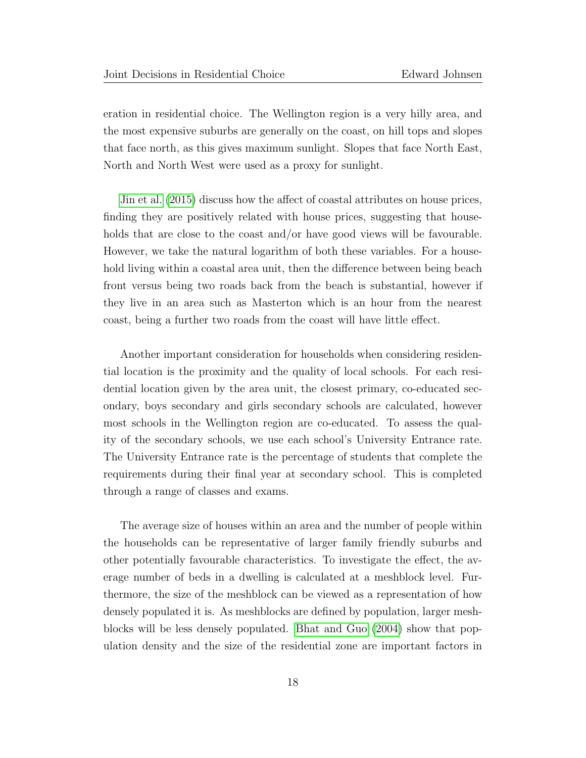eration in residential choice. The Wellington region is a very hilly area, and the most expensive suburbs are generally on the coast, on hill tops and slopes that face north, as this gives maximum sunlight. Slopes that face North East, North and North West were used as a proxy for sunlight.

Jin et al. (2015) discuss how the affect of coastal attributes on house prices, finding they are positively related with house prices, suggesting that households that are close to the coast and/or have good views will be favourable. However, we take the natural logarithm of both these variables. For a household living within a coastal area unit, then the difference between being beach front versus being two roads back from the beach is substantial, however if they live in an area such as Masterton which is an hour from the nearest coast, being a further two roads from the coast will have little effect.

Another important consideration for households when considering residential location is the proximity and the quality of local schools. For each residential location given by the area unit, the closest primary, co-educated secondary, boys secondary and girls secondary schools are calculated, however most schools in the Wellington region are co-educated. To assess the quality of the secondary schools, we use each school's University Entrance rate. The University Entrance rate is the percentage of students that complete the requirements during their final year at secondary school. This is completed through a range of classes and exams.

The average size of houses within an area and the number of people within the households can be representative of larger family friendly suburbs and other potentially favourable characteristics. To investigate the effect, the average number of beds in a dwelling is calculated at a meshblock level. Furthermore, the size of the meshblock can be viewed as a representation of how densely populated it is. As meshblocks are defined by population, larger meshblocks will be less densely populated. Bhat and Guo (2004) show that population density and the size of the residential zone are important factors in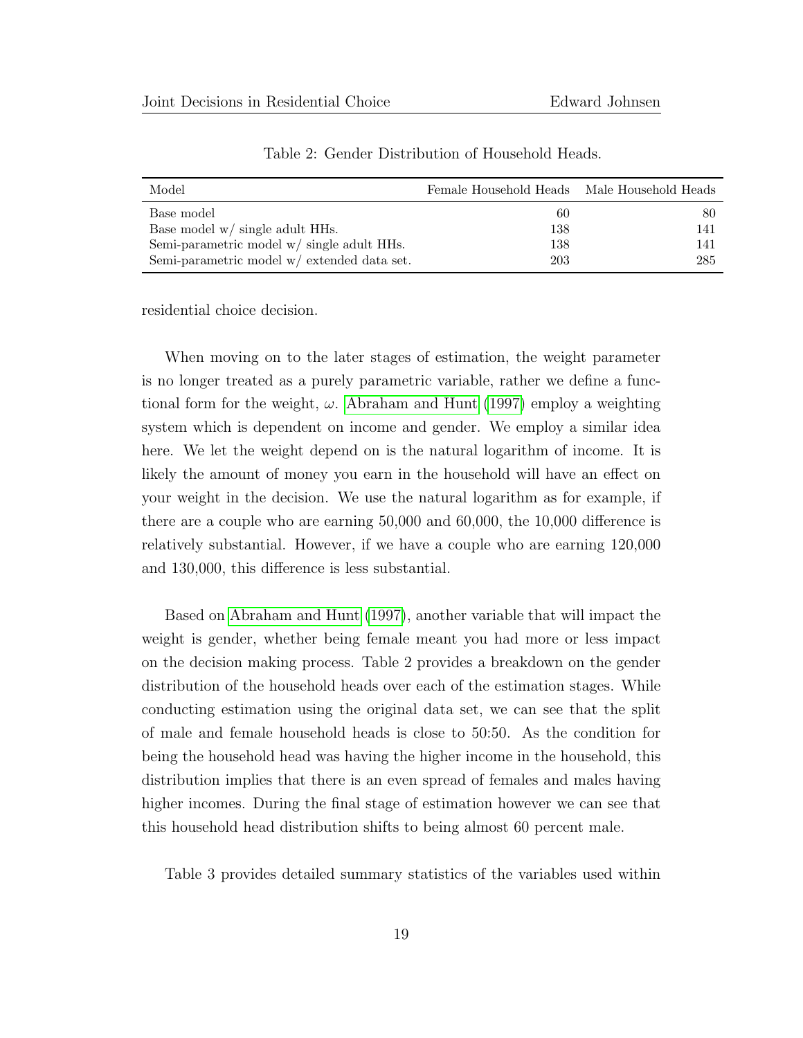Table 2: Gender Distribution of Household Heads.

| Model | Female Household Heads | Male Household Heads |
|---|---|---|
| Base model | 60 | 80 |
| Base model w/ single adult HHs. | 138 | 141 |
| Semi-parametric model w/ single adult HHs. | 138 | 141 |
| Semi-parametric model w/ extended data set. | 203 | 285 |

residential choice decision.

When moving on to the later stages of estimation, the weight parameter is no longer treated as a purely parametric variable, rather we define a functional form for the weight, $\omega$. Abraham and Hunt (1997) employ a weighting system which is dependent on income and gender. We employ a similar idea here. We let the weight depend on is the natural logarithm of income. It is likely the amount of money you earn in the household will have an effect on your weight in the decision. We use the natural logarithm as for example, if there are a couple who are earning 50,000 and 60,000, the 10,000 difference is relatively substantial. However, if we have a couple who are earning 120,000 and 130,000, this difference is less substantial.

Based on Abraham and Hunt (1997), another variable that will impact the weight is gender, whether being female meant you had more or less impact on the decision making process. Table 2 provides a breakdown on the gender distribution of the household heads over each of the estimation stages. While conducting estimation using the original data set, we can see that the split of male and female household heads is close to 50:50. As the condition for being the household head was having the higher income in the household, this distribution implies that there is an even spread of females and males having higher incomes. During the final stage of estimation however we can see that this household head distribution shifts to being almost 60 percent male.

Table 3 provides detailed summary statistics of the variables used within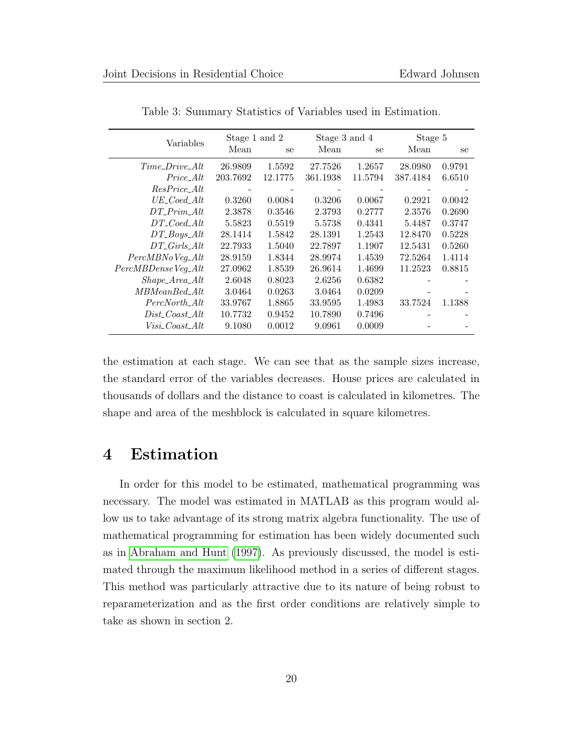Table 3: Summary Statistics of Variables used in Estimation.

| Variables | Stage 1 and 2 | | Stage 3 and 4 | | Stage 5 | |
|---|---|---|---|---|---|---|
| | Mean | se | Mean | se | Mean | se |
| *Time_Drive_Alt* | 26.9809 | 1.5592 | 27.7526 | 1.2657 | 28.0980 | 0.9791 |
| *Price_Alt* | 203.7692 | 12.1775 | 361.1938 | 11.5794 | 387.4184 | 6.6510 |
| *ResPrice_Alt* | - | - | - | - | - | - |
| *UE_Coed_Alt* | 0.3260 | 0.0084 | 0.3206 | 0.0067 | 0.2921 | 0.0042 |
| *DT_Prim_Alt* | 2.3878 | 0.3546 | 2.3793 | 0.2777 | 2.3576 | 0.2690 |
| *DT_Coed_Alt* | 5.5823 | 0.5519 | 5.5738 | 0.4341 | 5.4487 | 0.3747 |
| *DT_Boys_Alt* | 28.1414 | 1.5842 | 28.1391 | 1.2543 | 12.8470 | 0.5228 |
| *DT_Girls_Alt* | 22.7933 | 1.5040 | 22.7897 | 1.1907 | 12.5431 | 0.5260 |
| *PercMBNoVeg_Alt* | 28.9159 | 1.8344 | 28.9974 | 1.4539 | 72.5264 | 1.4114 |
| *PercMBDenseVeg_Alt* | 27.0962 | 1.8539 | 26.9614 | 1.4699 | 11.2523 | 0.8815 |
| *Shape_Area_Alt* | 2.6048 | 0.8023 | 2.6256 | 0.6382 | - | - |
| *MBMeanBed_Alt* | 3.0464 | 0.0263 | 3.0464 | 0.0209 | - | - |
| *PercNorth_Alt* | 33.9767 | 1.8865 | 33.9595 | 1.4983 | 33.7524 | 1.1388 |
| *Dist_Coast_Alt* | 10.7732 | 0.9452 | 10.7890 | 0.7496 | - | - |
| *Visi_Coast_Alt* | 9.1080 | 0.0012 | 9.0961 | 0.0009 | - | - |

the estimation at each stage. We can see that as the sample sizes increase, the standard error of the variables decreases. House prices are calculated in thousands of dollars and the distance to coast is calculated in kilometres. The shape and area of the meshblock is calculated in square kilometres.

# 4 Estimation

In order for this model to be estimated, mathematical programming was necessary. The model was estimated in MATLAB as this program would allow us to take advantage of its strong matrix algebra functionality. The use of mathematical programming for estimation has been widely documented such as in Abraham and Hunt (1997). As previously discussed, the model is estimated through the maximum likelihood method in a series of different stages. This method was particularly attractive due to its nature of being robust to reparameterization and as the first order conditions are relatively simple to take as shown in section 2.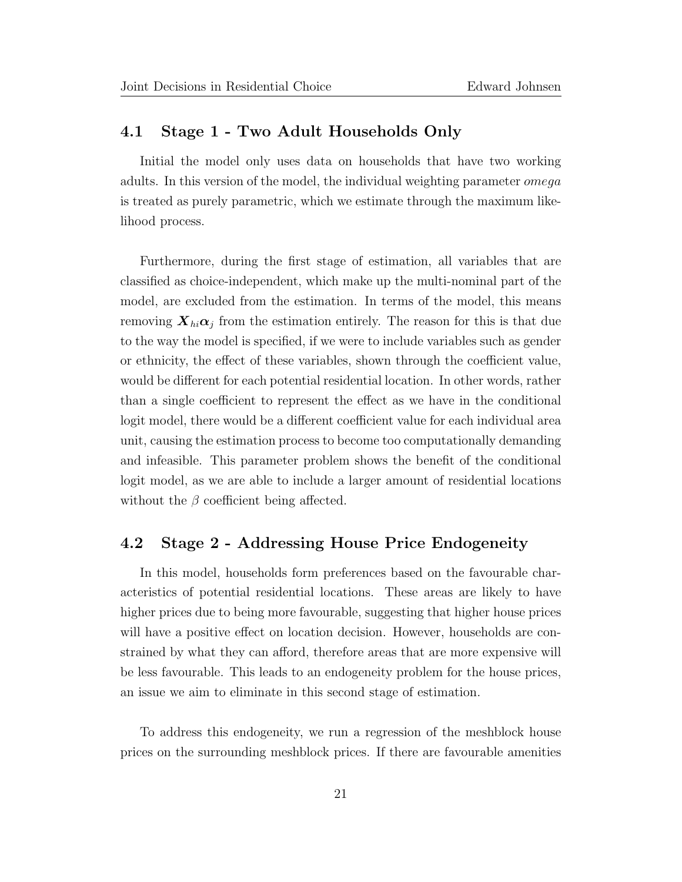## 4.1 Stage 1 - Two Adult Households Only

Initial the model only uses data on households that have two working adults. In this version of the model, the individual weighting parameter *omega* is treated as purely parametric, which we estimate through the maximum likelihood process.

Furthermore, during the first stage of estimation, all variables that are classified as choice-independent, which make up the multi-nominal part of the model, are excluded from the estimation. In terms of the model, this means removing $\boldsymbol{X}_{hi}\boldsymbol{\alpha}_j$ from the estimation entirely. The reason for this is that due to the way the model is specified, if we were to include variables such as gender or ethnicity, the effect of these variables, shown through the coefficient value, would be different for each potential residential location. In other words, rather than a single coefficient to represent the effect as we have in the conditional logit model, there would be a different coefficient value for each individual area unit, causing the estimation process to become too computationally demanding and infeasible. This parameter problem shows the benefit of the conditional logit model, as we are able to include a larger amount of residential locations without the $\beta$ coefficient being affected.

## 4.2 Stage 2 - Addressing House Price Endogeneity

In this model, households form preferences based on the favourable characteristics of potential residential locations. These areas are likely to have higher prices due to being more favourable, suggesting that higher house prices will have a positive effect on location decision. However, households are constrained by what they can afford, therefore areas that are more expensive will be less favourable. This leads to an endogeneity problem for the house prices, an issue we aim to eliminate in this second stage of estimation.

To address this endogeneity, we run a regression of the meshblock house prices on the surrounding meshblock prices. If there are favourable amenities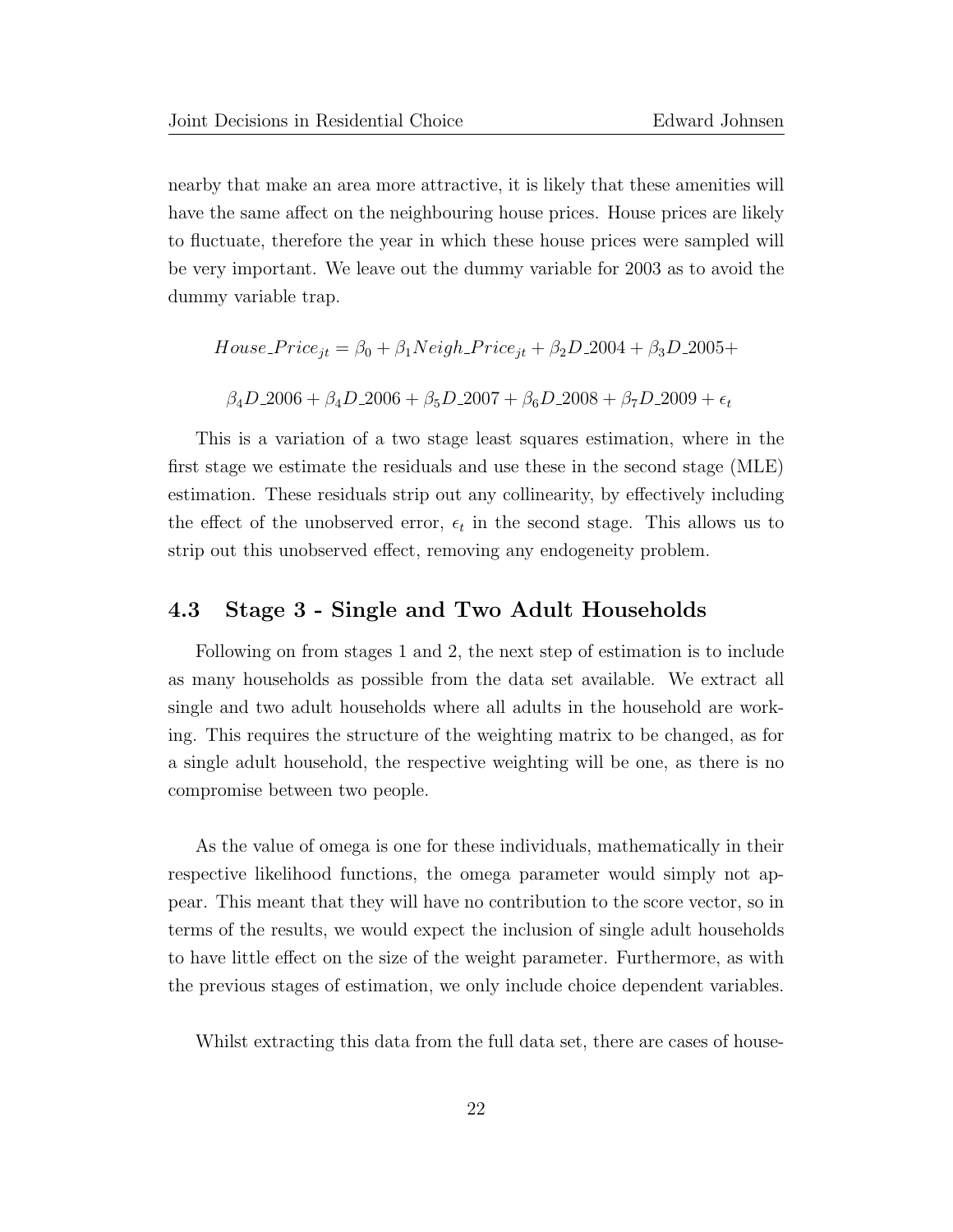nearby that make an area more attractive, it is likely that these amenities will have the same affect on the neighbouring house prices. House prices are likely to fluctuate, therefore the year in which these house prices were sampled will be very important. We leave out the dummy variable for 2003 as to avoid the dummy variable trap.

$$House\_Price_{jt} = \beta_0 + \beta_1 Neigh\_Price_{jt} + \beta_2 D\_2004 + \beta_3 D\_2005 +$$

$$\beta_4 D\_2006 + \beta_4 D\_2006 + \beta_5 D\_2007 + \beta_6 D\_2008 + \beta_7 D\_2009 + \epsilon_t$$

This is a variation of a two stage least squares estimation, where in the first stage we estimate the residuals and use these in the second stage (MLE) estimation. These residuals strip out any collinearity, by effectively including the effect of the unobserved error, $\epsilon_t$ in the second stage. This allows us to strip out this unobserved effect, removing any endogeneity problem.

### 4.3 Stage 3 - Single and Two Adult Households

Following on from stages 1 and 2, the next step of estimation is to include as many households as possible from the data set available. We extract all single and two adult households where all adults in the household are working. This requires the structure of the weighting matrix to be changed, as for a single adult household, the respective weighting will be one, as there is no compromise between two people.

As the value of omega is one for these individuals, mathematically in their respective likelihood functions, the omega parameter would simply not appear. This meant that they will have no contribution to the score vector, so in terms of the results, we would expect the inclusion of single adult households to have little effect on the size of the weight parameter. Furthermore, as with the previous stages of estimation, we only include choice dependent variables.

Whilst extracting this data from the full data set, there are cases of house-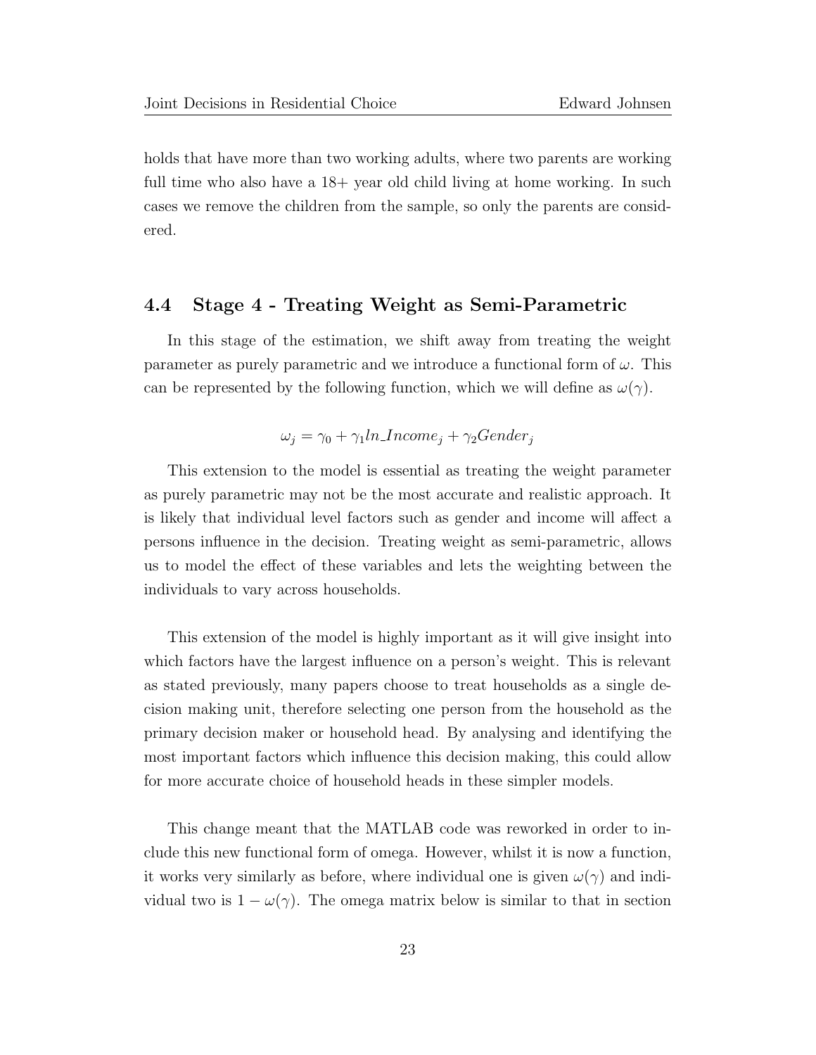holds that have more than two working adults, where two parents are working full time who also have a 18+ year old child living at home working. In such cases we remove the children from the sample, so only the parents are considered.

### 4.4 Stage 4 - Treating Weight as Semi-Parametric

In this stage of the estimation, we shift away from treating the weight parameter as purely parametric and we introduce a functional form of $\omega$. This can be represented by the following function, which we will define as $\omega(\gamma)$.

$$\omega_j = \gamma_0 + \gamma_1 ln\_Income_j + \gamma_2 Gender_j$$

This extension to the model is essential as treating the weight parameter as purely parametric may not be the most accurate and realistic approach. It is likely that individual level factors such as gender and income will affect a persons influence in the decision. Treating weight as semi-parametric, allows us to model the effect of these variables and lets the weighting between the individuals to vary across households.

This extension of the model is highly important as it will give insight into which factors have the largest influence on a person's weight. This is relevant as stated previously, many papers choose to treat households as a single decision making unit, therefore selecting one person from the household as the primary decision maker or household head. By analysing and identifying the most important factors which influence this decision making, this could allow for more accurate choice of household heads in these simpler models.

This change meant that the MATLAB code was reworked in order to include this new functional form of omega. However, whilst it is now a function, it works very similarly as before, where individual one is given $\omega(\gamma)$ and individual two is $1 - \omega(\gamma)$. The omega matrix below is similar to that in section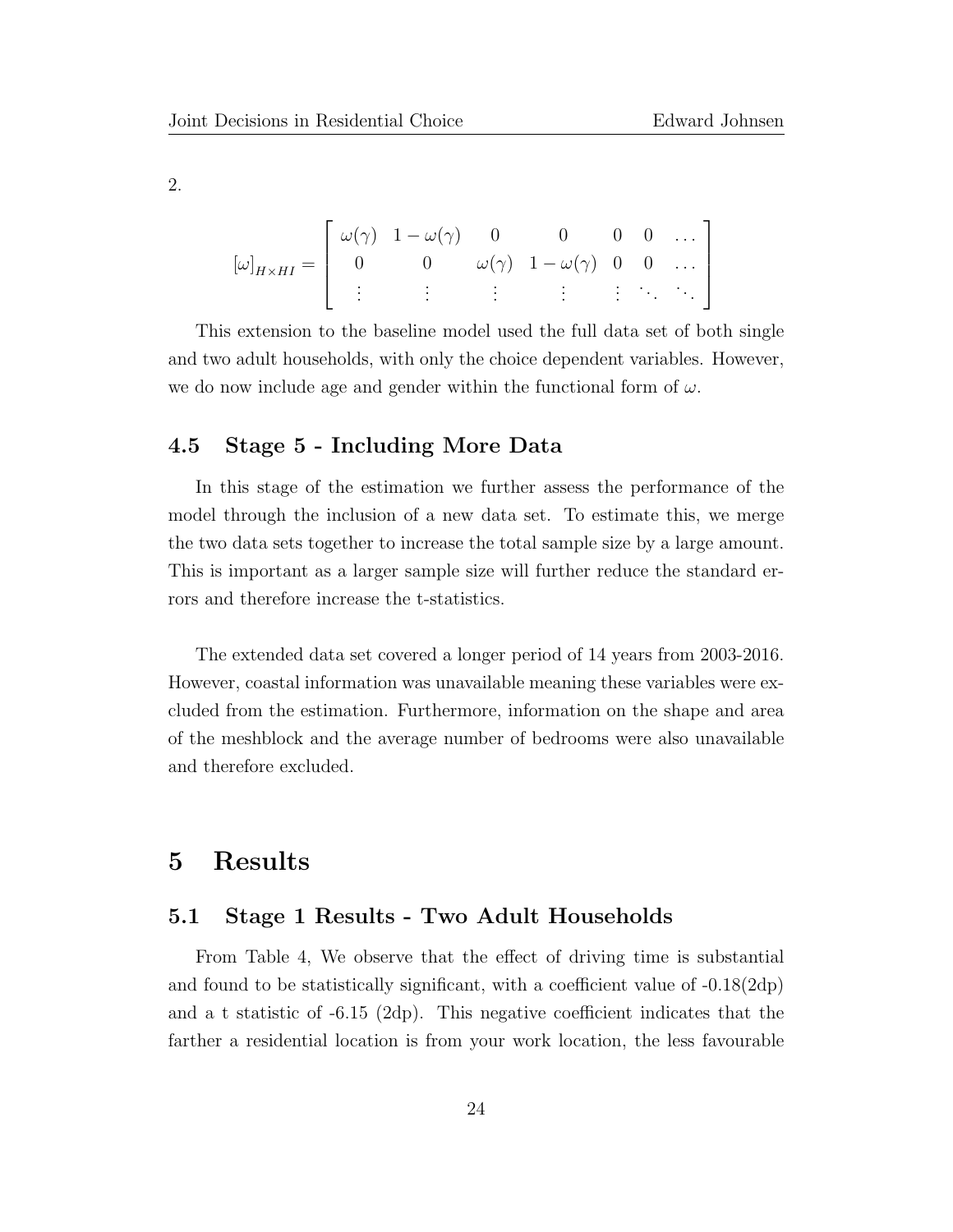2.

$$
[\omega]_{H\times HI} = \begin{bmatrix} \omega(\gamma) & 1-\omega(\gamma) & 0 & 0 & 0 & 0 & \dots \\ 0 & 0 & \omega(\gamma) & 1-\omega(\gamma) & 0 & 0 & \dots \\ \vdots & \vdots & \vdots & \vdots & \vdots & \ddots & \ddots \end{bmatrix}
$$

This extension to the baseline model used the full data set of both single and two adult households, with only the choice dependent variables. However, we do now include age and gender within the functional form of $\omega$.

### 4.5 Stage 5 - Including More Data

In this stage of the estimation we further assess the performance of the model through the inclusion of a new data set. To estimate this, we merge the two data sets together to increase the total sample size by a large amount. This is important as a larger sample size will further reduce the standard errors and therefore increase the t-statistics.

The extended data set covered a longer period of 14 years from 2003-2016. However, coastal information was unavailable meaning these variables were excluded from the estimation. Furthermore, information on the shape and area of the meshblock and the average number of bedrooms were also unavailable and therefore excluded.

## 5 Results

### 5.1 Stage 1 Results - Two Adult Households

From Table 4, We observe that the effect of driving time is substantial and found to be statistically significant, with a coefficient value of -0.18(2dp) and a t statistic of -6.15 (2dp). This negative coefficient indicates that the farther a residential location is from your work location, the less favourable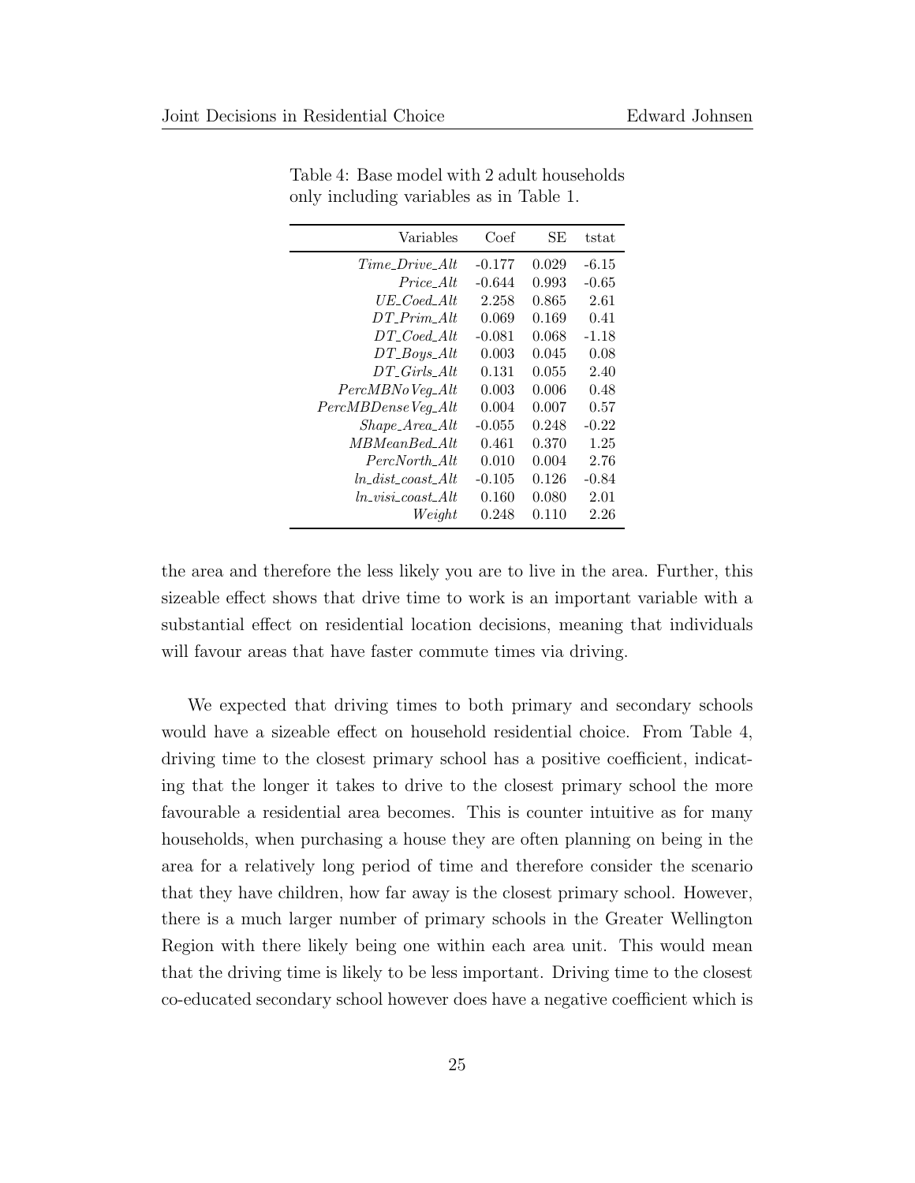Table 4: Base model with 2 adult households only including variables as in Table 1.

| Variables | Coef | SE | tstat |
|---|---|---|---|
| *Time_Drive_Alt* | -0.177 | 0.029 | -6.15 |
| *Price_Alt* | -0.644 | 0.993 | -0.65 |
| *UE_Coed_Alt* | 2.258 | 0.865 | 2.61 |
| *DT_Prim_Alt* | 0.069 | 0.169 | 0.41 |
| *DT_Coed_Alt* | -0.081 | 0.068 | -1.18 |
| *DT_Boys_Alt* | 0.003 | 0.045 | 0.08 |
| *DT_Girls_Alt* | 0.131 | 0.055 | 2.40 |
| *PercMBNoVeg_Alt* | 0.003 | 0.006 | 0.48 |
| *PercMBDenseVeg_Alt* | 0.004 | 0.007 | 0.57 |
| *Shape_Area_Alt* | -0.055 | 0.248 | -0.22 |
| *MBMeanBed_Alt* | 0.461 | 0.370 | 1.25 |
| *PercNorth_Alt* | 0.010 | 0.004 | 2.76 |
| *ln_dist_coast_Alt* | -0.105 | 0.126 | -0.84 |
| *ln_visi_coast_Alt* | 0.160 | 0.080 | 2.01 |
| *Weight* | 0.248 | 0.110 | 2.26 |

the area and therefore the less likely you are to live in the area. Further, this sizeable effect shows that drive time to work is an important variable with a substantial effect on residential location decisions, meaning that individuals will favour areas that have faster commute times via driving.

We expected that driving times to both primary and secondary schools would have a sizeable effect on household residential choice. From Table 4, driving time to the closest primary school has a positive coefficient, indicating that the longer it takes to drive to the closest primary school the more favourable a residential area becomes. This is counter intuitive as for many households, when purchasing a house they are often planning on being in the area for a relatively long period of time and therefore consider the scenario that they have children, how far away is the closest primary school. However, there is a much larger number of primary schools in the Greater Wellington Region with there likely being one within each area unit. This would mean that the driving time is likely to be less important. Driving time to the closest co-educated secondary school however does have a negative coefficient which is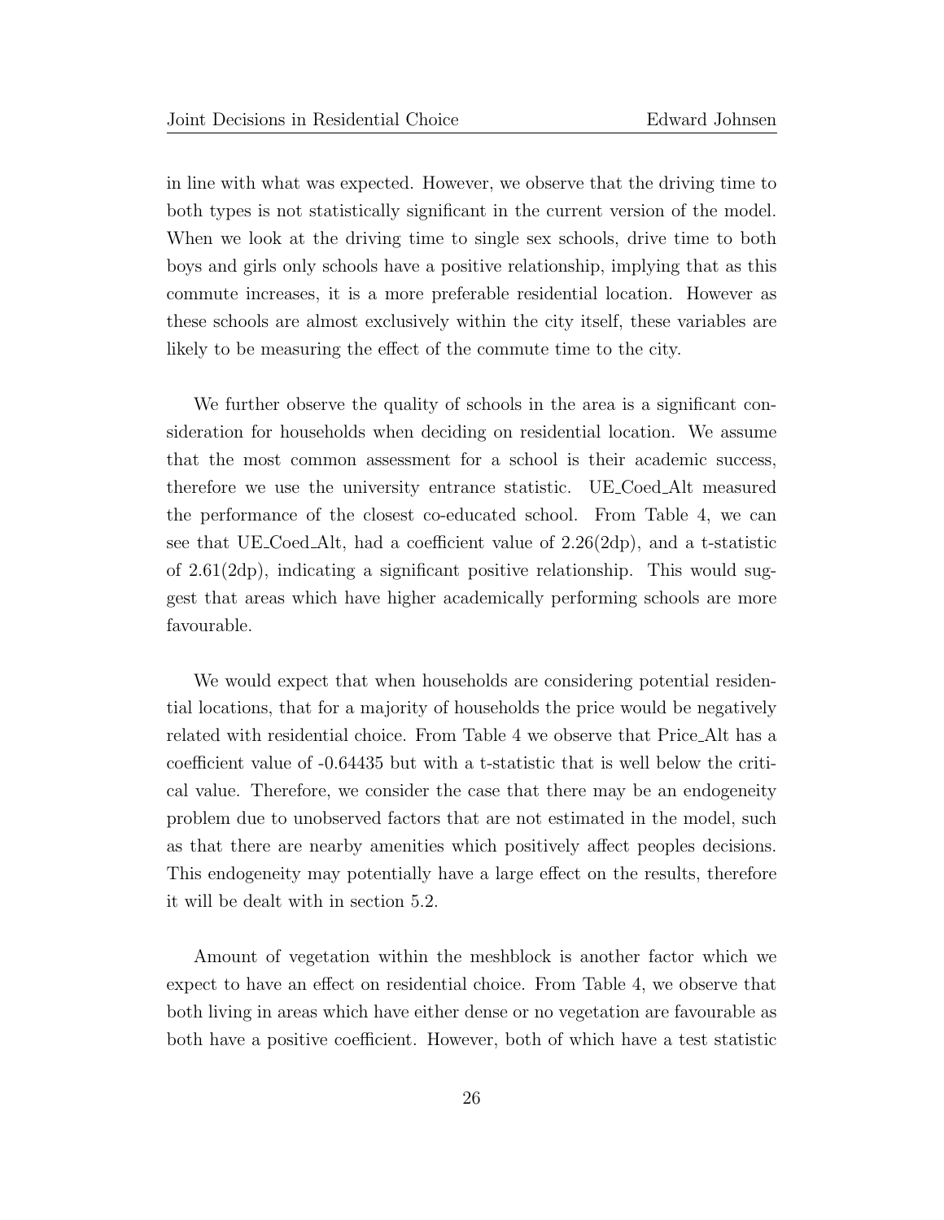in line with what was expected. However, we observe that the driving time to both types is not statistically significant in the current version of the model. When we look at the driving time to single sex schools, drive time to both boys and girls only schools have a positive relationship, implying that as this commute increases, it is a more preferable residential location. However as these schools are almost exclusively within the city itself, these variables are likely to be measuring the effect of the commute time to the city.

We further observe the quality of schools in the area is a significant consideration for households when deciding on residential location. We assume that the most common assessment for a school is their academic success, therefore we use the university entrance statistic. UE_Coed_Alt measured the performance of the closest co-educated school. From Table 4, we can see that UE_Coed_Alt, had a coefficient value of 2.26(2dp), and a t-statistic of 2.61(2dp), indicating a significant positive relationship. This would suggest that areas which have higher academically performing schools are more favourable.

We would expect that when households are considering potential residential locations, that for a majority of households the price would be negatively related with residential choice. From Table 4 we observe that Price_Alt has a coefficient value of -0.64435 but with a t-statistic that is well below the critical value. Therefore, we consider the case that there may be an endogeneity problem due to unobserved factors that are not estimated in the model, such as that there are nearby amenities which positively affect peoples decisions. This endogeneity may potentially have a large effect on the results, therefore it will be dealt with in section 5.2.

Amount of vegetation within the meshblock is another factor which we expect to have an effect on residential choice. From Table 4, we observe that both living in areas which have either dense or no vegetation are favourable as both have a positive coefficient. However, both of which have a test statistic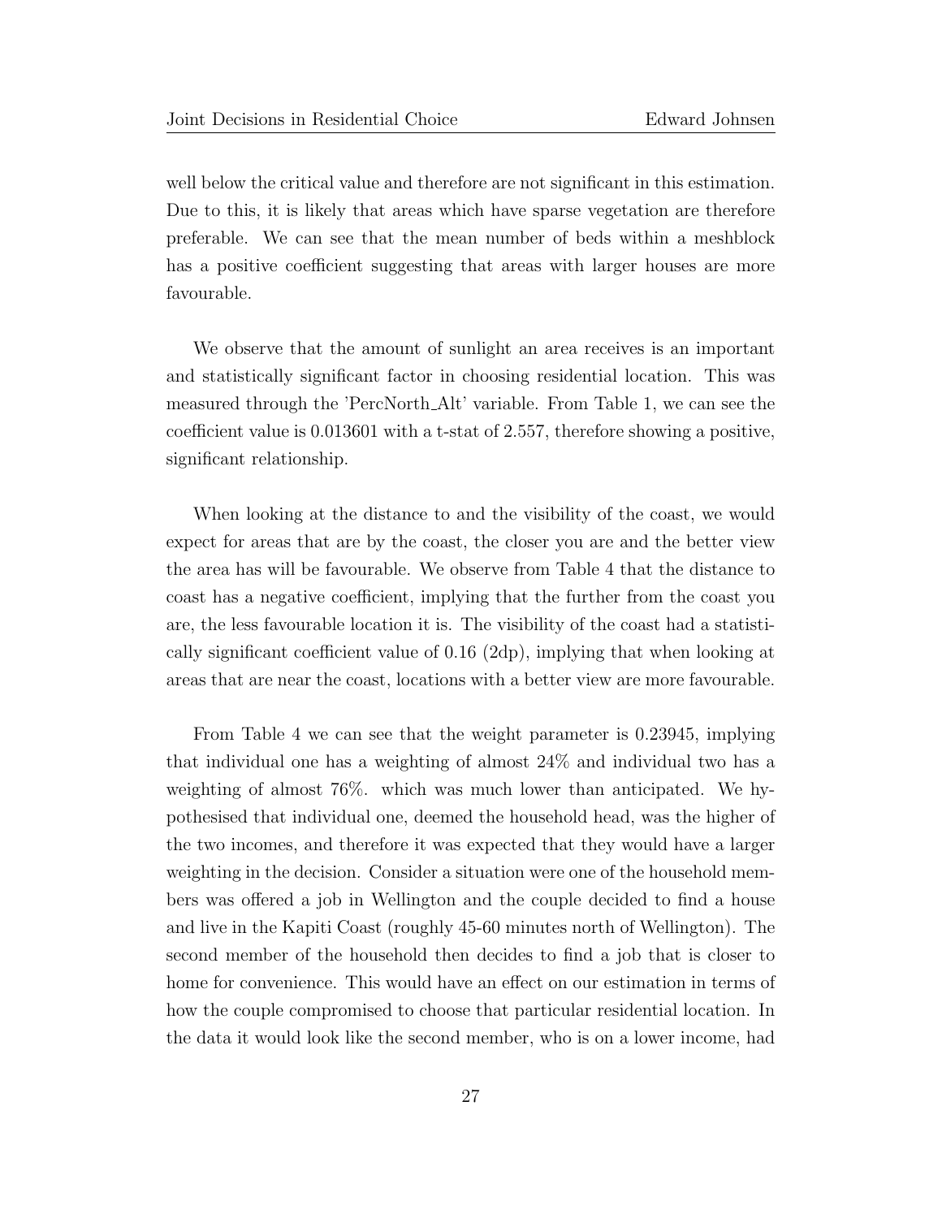well below the critical value and therefore are not significant in this estimation. Due to this, it is likely that areas which have sparse vegetation are therefore preferable. We can see that the mean number of beds within a meshblock has a positive coefficient suggesting that areas with larger houses are more favourable.

We observe that the amount of sunlight an area receives is an important and statistically significant factor in choosing residential location. This was measured through the 'PercNorth_Alt' variable. From Table 1, we can see the coefficient value is 0.013601 with a t-stat of 2.557, therefore showing a positive, significant relationship.

When looking at the distance to and the visibility of the coast, we would expect for areas that are by the coast, the closer you are and the better view the area has will be favourable. We observe from Table 4 that the distance to coast has a negative coefficient, implying that the further from the coast you are, the less favourable location it is. The visibility of the coast had a statistically significant coefficient value of 0.16 (2dp), implying that when looking at areas that are near the coast, locations with a better view are more favourable.

From Table 4 we can see that the weight parameter is 0.23945, implying that individual one has a weighting of almost 24% and individual two has a weighting of almost 76%. which was much lower than anticipated. We hypothesised that individual one, deemed the household head, was the higher of the two incomes, and therefore it was expected that they would have a larger weighting in the decision. Consider a situation were one of the household members was offered a job in Wellington and the couple decided to find a house and live in the Kapiti Coast (roughly 45-60 minutes north of Wellington). The second member of the household then decides to find a job that is closer to home for convenience. This would have an effect on our estimation in terms of how the couple compromised to choose that particular residential location. In the data it would look like the second member, who is on a lower income, had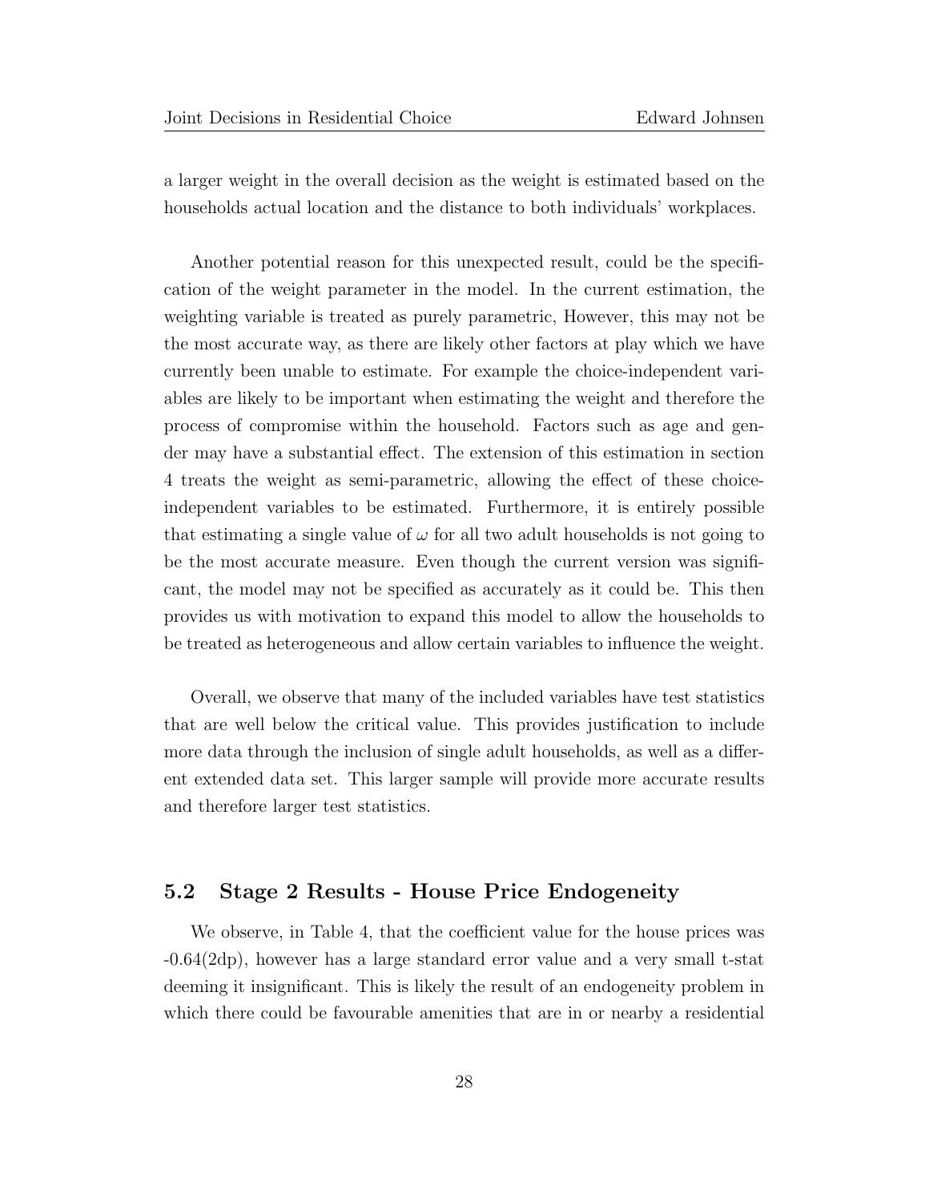a larger weight in the overall decision as the weight is estimated based on the households actual location and the distance to both individuals' workplaces.

Another potential reason for this unexpected result, could be the specification of the weight parameter in the model. In the current estimation, the weighting variable is treated as purely parametric, However, this may not be the most accurate way, as there are likely other factors at play which we have currently been unable to estimate. For example the choice-independent variables are likely to be important when estimating the weight and therefore the process of compromise within the household. Factors such as age and gender may have a substantial effect. The extension of this estimation in section 4 treats the weight as semi-parametric, allowing the effect of these choice-independent variables to be estimated. Furthermore, it is entirely possible that estimating a single value of $\omega$ for all two adult households is not going to be the most accurate measure. Even though the current version was significant, the model may not be specified as accurately as it could be. This then provides us with motivation to expand this model to allow the households to be treated as heterogeneous and allow certain variables to influence the weight.

Overall, we observe that many of the included variables have test statistics that are well below the critical value. This provides justification to include more data through the inclusion of single adult households, as well as a different extended data set. This larger sample will provide more accurate results and therefore larger test statistics.

## 5.2 Stage 2 Results - House Price Endogeneity

We observe, in Table 4, that the coefficient value for the house prices was -0.64(2dp), however has a large standard error value and a very small t-stat deeming it insignificant. This is likely the result of an endogeneity problem in which there could be favourable amenities that are in or nearby a residential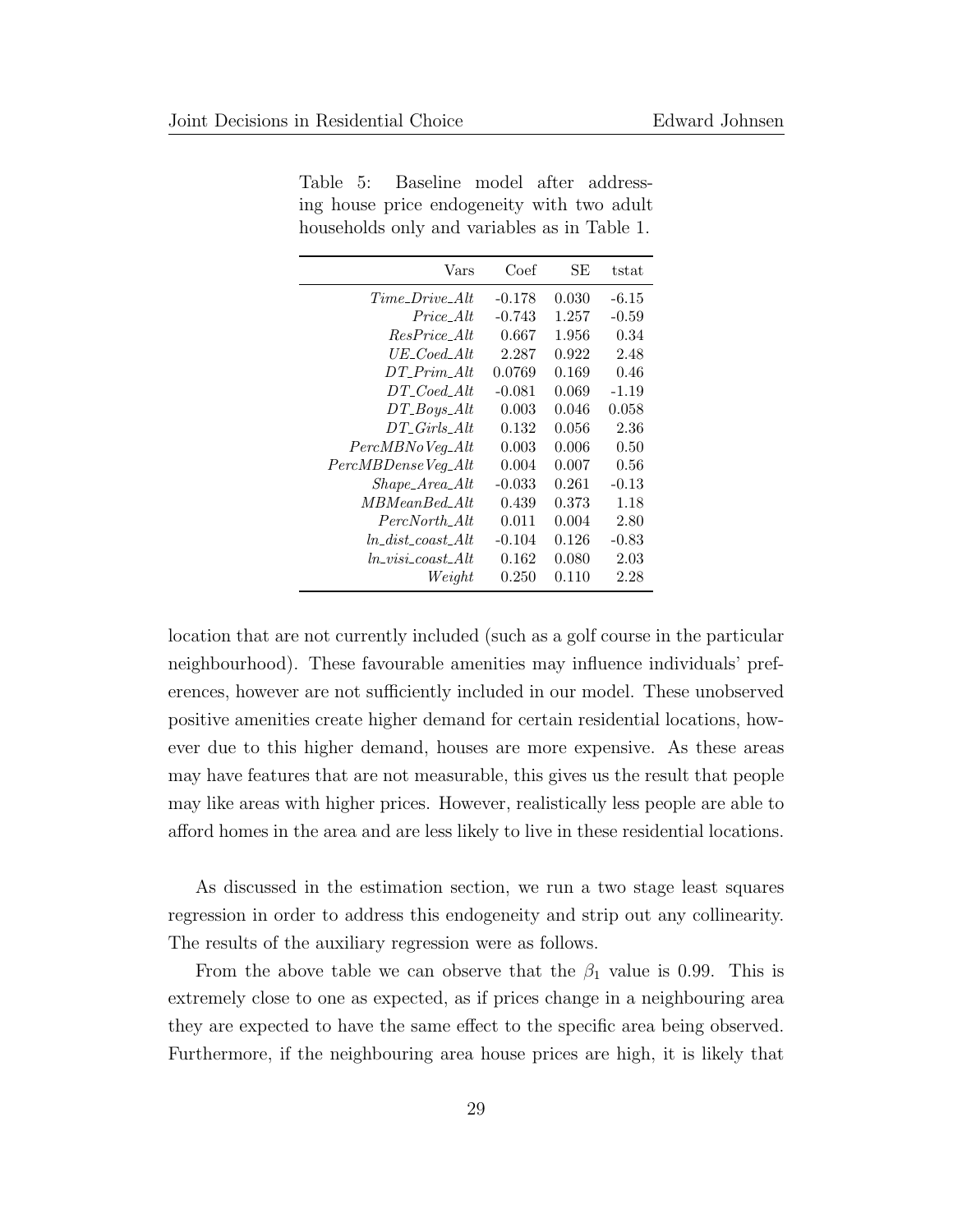Table 5: Baseline model after addressing house price endogeneity with two adult households only and variables as in Table 1.

| Vars | Coef | SE | tstat |
|---|---|---|---|
| *Time_Drive_Alt* | -0.178 | 0.030 | -6.15 |
| *Price_Alt* | -0.743 | 1.257 | -0.59 |
| *ResPrice_Alt* | 0.667 | 1.956 | 0.34 |
| *UE_Coed_Alt* | 2.287 | 0.922 | 2.48 |
| *DT_Prim_Alt* | 0.0769 | 0.169 | 0.46 |
| *DT_Coed_Alt* | -0.081 | 0.069 | -1.19 |
| *DT_Boys_Alt* | 0.003 | 0.046 | 0.058 |
| *DT_Girls_Alt* | 0.132 | 0.056 | 2.36 |
| *PercMBNoVeg_Alt* | 0.003 | 0.006 | 0.50 |
| *PercMBDenseVeg_Alt* | 0.004 | 0.007 | 0.56 |
| *Shape_Area_Alt* | -0.033 | 0.261 | -0.13 |
| *MBMeanBed_Alt* | 0.439 | 0.373 | 1.18 |
| *PercNorth_Alt* | 0.011 | 0.004 | 2.80 |
| *ln_dist_coast_Alt* | -0.104 | 0.126 | -0.83 |
| *ln_visi_coast_Alt* | 0.162 | 0.080 | 2.03 |
| *Weight* | 0.250 | 0.110 | 2.28 |

location that are not currently included (such as a golf course in the particular neighbourhood). These favourable amenities may influence individuals' preferences, however are not sufficiently included in our model. These unobserved positive amenities create higher demand for certain residential locations, however due to this higher demand, houses are more expensive. As these areas may have features that are not measurable, this gives us the result that people may like areas with higher prices. However, realistically less people are able to afford homes in the area and are less likely to live in these residential locations.

As discussed in the estimation section, we run a two stage least squares regression in order to address this endogeneity and strip out any collinearity. The results of the auxiliary regression were as follows.

From the above table we can observe that the $\beta_1$ value is 0.99. This is extremely close to one as expected, as if prices change in a neighbouring area they are expected to have the same effect to the specific area being observed. Furthermore, if the neighbouring area house prices are high, it is likely that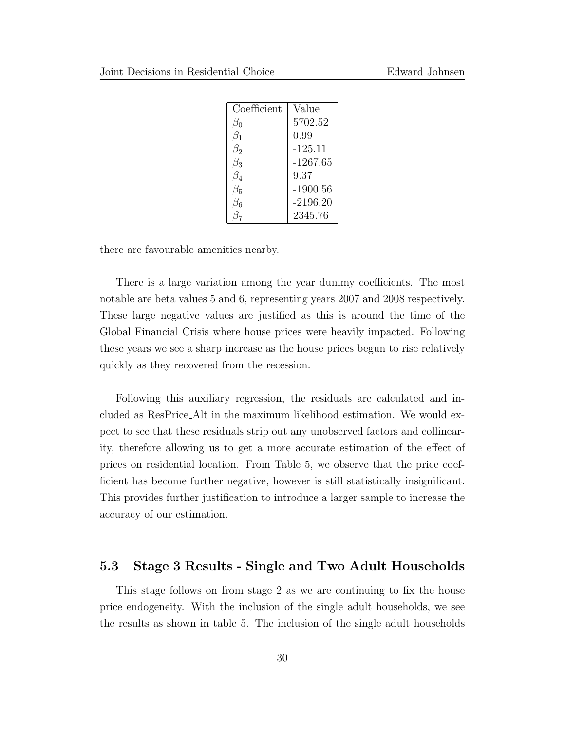| Coefficient | Value |
|---|---|
| $\beta_0$ | 5702.52 |
| $\beta_1$ | 0.99 |
| $\beta_2$ | -125.11 |
| $\beta_3$ | -1267.65 |
| $\beta_4$ | 9.37 |
| $\beta_5$ | -1900.56 |
| $\beta_6$ | -2196.20 |
| $\beta_7$ | 2345.76 |

there are favourable amenities nearby.

There is a large variation among the year dummy coefficients. The most notable are beta values 5 and 6, representing years 2007 and 2008 respectively. These large negative values are justified as this is around the time of the Global Financial Crisis where house prices were heavily impacted. Following these years we see a sharp increase as the house prices begun to rise relatively quickly as they recovered from the recession.

Following this auxiliary regression, the residuals are calculated and included as ResPrice_Alt in the maximum likelihood estimation. We would expect to see that these residuals strip out any unobserved factors and collinearity, therefore allowing us to get a more accurate estimation of the effect of prices on residential location. From Table 5, we observe that the price coefficient has become further negative, however is still statistically insignificant. This provides further justification to introduce a larger sample to increase the accuracy of our estimation.

### 5.3 Stage 3 Results - Single and Two Adult Households

This stage follows on from stage 2 as we are continuing to fix the house price endogeneity. With the inclusion of the single adult households, we see the results as shown in table 5. The inclusion of the single adult households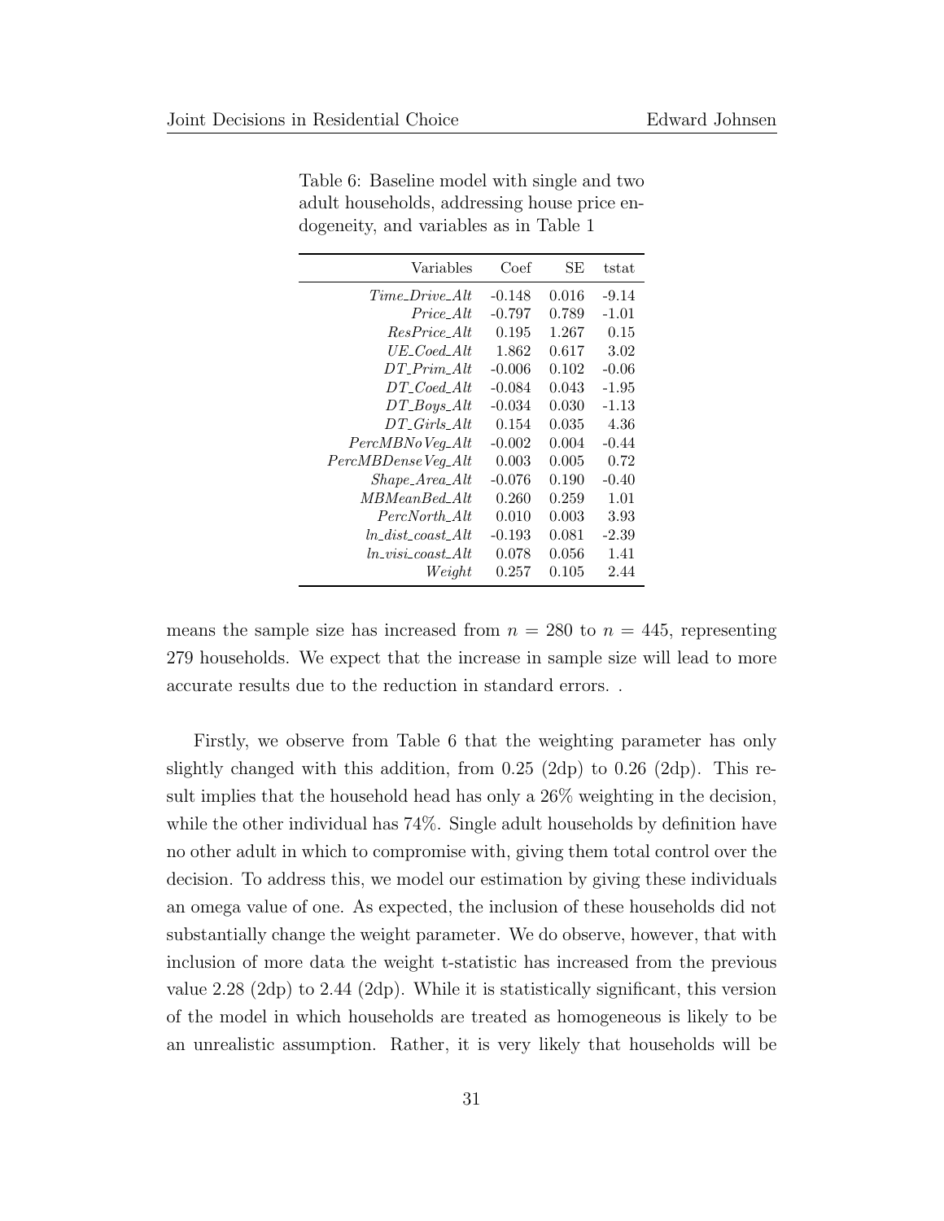Table 6: Baseline model with single and two adult households, addressing house price endogeneity, and variables as in Table 1

| Variables | Coef | SE | tstat |
|---|---|---|---|
| *Time_Drive_Alt* | -0.148 | 0.016 | -9.14 |
| *Price_Alt* | -0.797 | 0.789 | -1.01 |
| *ResPrice_Alt* | 0.195 | 1.267 | 0.15 |
| *UE_Coed_Alt* | 1.862 | 0.617 | 3.02 |
| *DT_Prim_Alt* | -0.006 | 0.102 | -0.06 |
| *DT_Coed_Alt* | -0.084 | 0.043 | -1.95 |
| *DT_Boys_Alt* | -0.034 | 0.030 | -1.13 |
| *DT_Girls_Alt* | 0.154 | 0.035 | 4.36 |
| *PercMBNoVeg_Alt* | -0.002 | 0.004 | -0.44 |
| *PercMBDenseVeg_Alt* | 0.003 | 0.005 | 0.72 |
| *Shape_Area_Alt* | -0.076 | 0.190 | -0.40 |
| *MBMeanBed_Alt* | 0.260 | 0.259 | 1.01 |
| *PercNorth_Alt* | 0.010 | 0.003 | 3.93 |
| *ln_dist_coast_Alt* | -0.193 | 0.081 | -2.39 |
| *ln_visi_coast_Alt* | 0.078 | 0.056 | 1.41 |
| *Weight* | 0.257 | 0.105 | 2.44 |

means the sample size has increased from $n = 280$ to $n = 445$, representing 279 households. We expect that the increase in sample size will lead to more accurate results due to the reduction in standard errors. .

Firstly, we observe from Table 6 that the weighting parameter has only slightly changed with this addition, from 0.25 (2dp) to 0.26 (2dp). This result implies that the household head has only a 26% weighting in the decision, while the other individual has 74%. Single adult households by definition have no other adult in which to compromise with, giving them total control over the decision. To address this, we model our estimation by giving these individuals an omega value of one. As expected, the inclusion of these households did not substantially change the weight parameter. We do observe, however, that with inclusion of more data the weight t-statistic has increased from the previous value 2.28 (2dp) to 2.44 (2dp). While it is statistically significant, this version of the model in which households are treated as homogeneous is likely to be an unrealistic assumption. Rather, it is very likely that households will be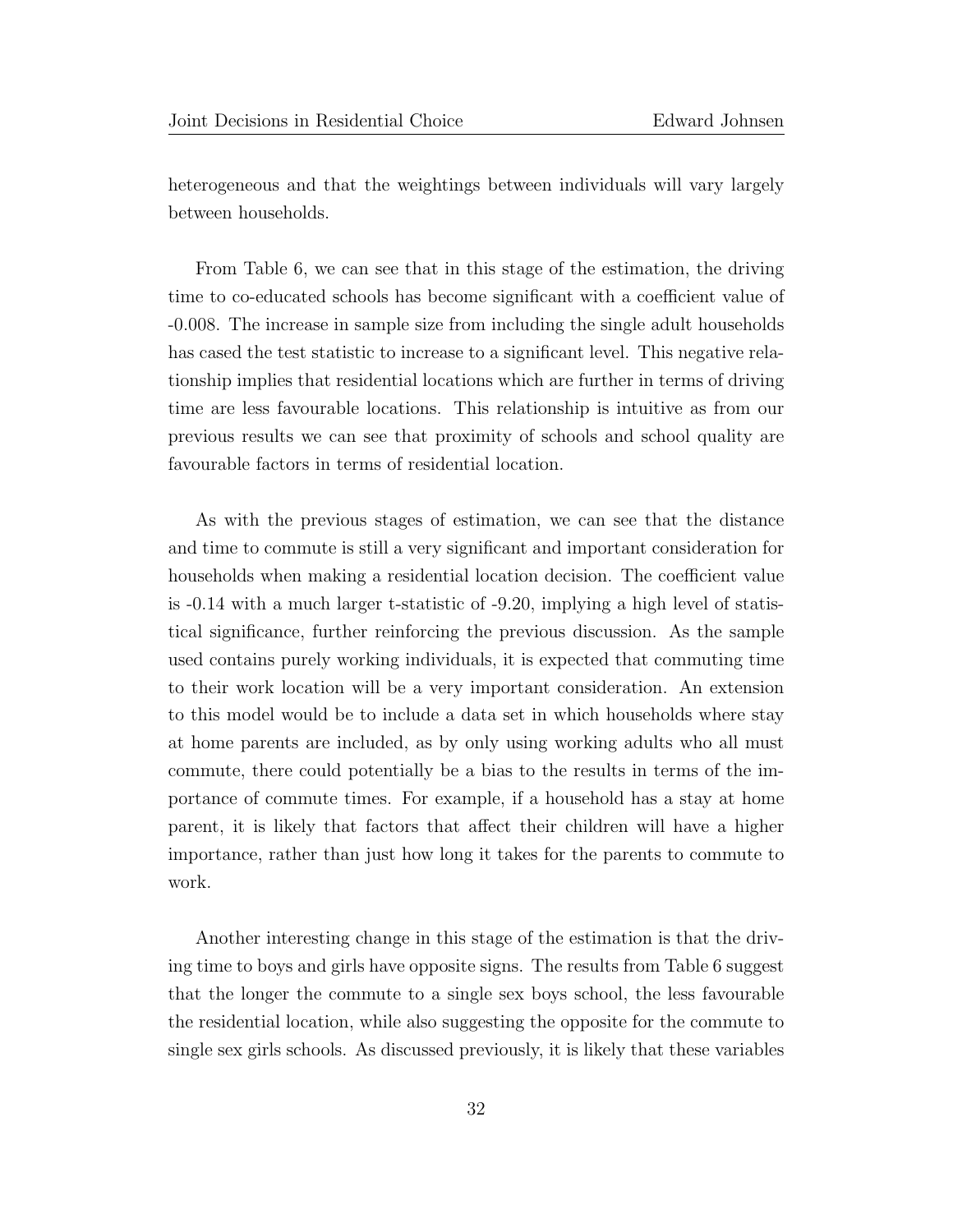heterogeneous and that the weightings between individuals will vary largely between households.

From Table 6, we can see that in this stage of the estimation, the driving time to co-educated schools has become significant with a coefficient value of -0.008. The increase in sample size from including the single adult households has cased the test statistic to increase to a significant level. This negative relationship implies that residential locations which are further in terms of driving time are less favourable locations. This relationship is intuitive as from our previous results we can see that proximity of schools and school quality are favourable factors in terms of residential location.

As with the previous stages of estimation, we can see that the distance and time to commute is still a very significant and important consideration for households when making a residential location decision. The coefficient value is -0.14 with a much larger t-statistic of -9.20, implying a high level of statistical significance, further reinforcing the previous discussion. As the sample used contains purely working individuals, it is expected that commuting time to their work location will be a very important consideration. An extension to this model would be to include a data set in which households where stay at home parents are included, as by only using working adults who all must commute, there could potentially be a bias to the results in terms of the importance of commute times. For example, if a household has a stay at home parent, it is likely that factors that affect their children will have a higher importance, rather than just how long it takes for the parents to commute to work.

Another interesting change in this stage of the estimation is that the driving time to boys and girls have opposite signs. The results from Table 6 suggest that the longer the commute to a single sex boys school, the less favourable the residential location, while also suggesting the opposite for the commute to single sex girls schools. As discussed previously, it is likely that these variables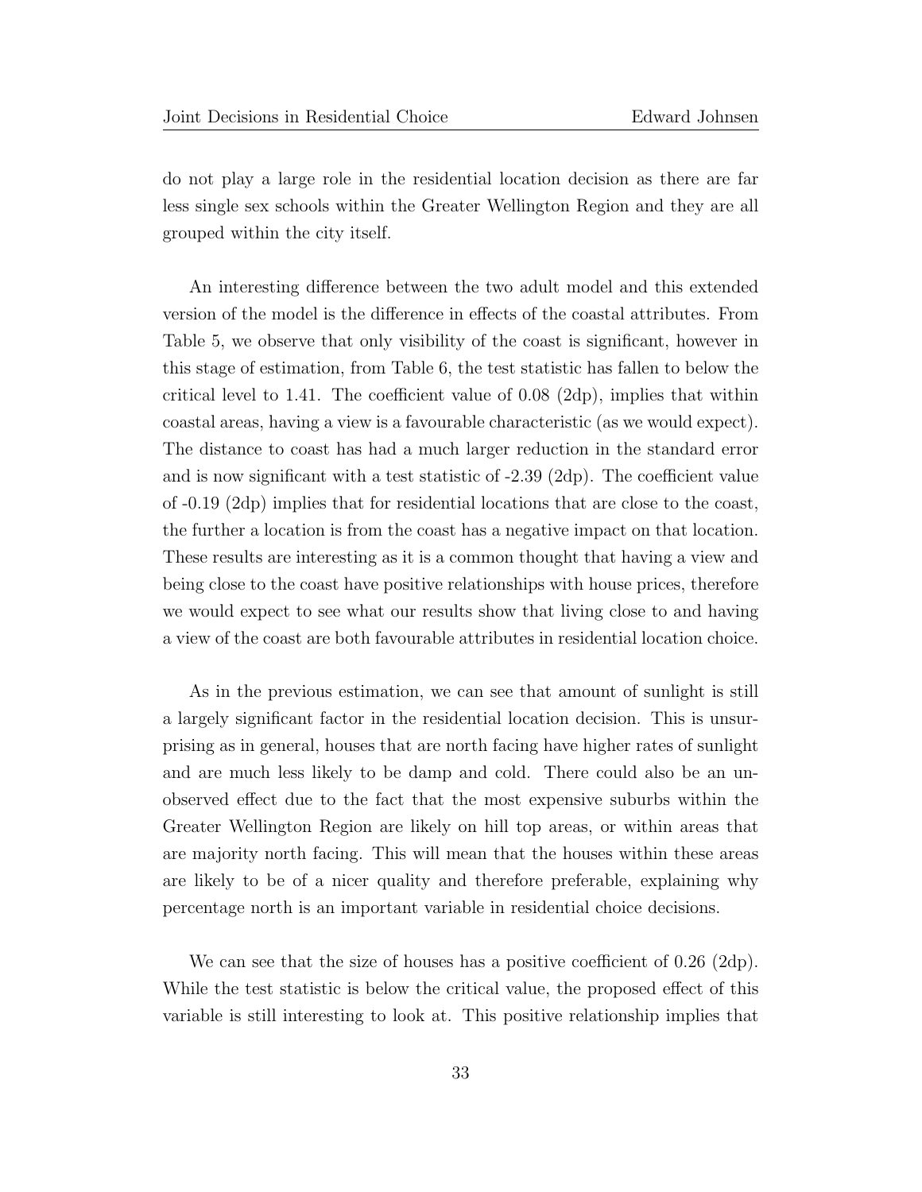do not play a large role in the residential location decision as there are far less single sex schools within the Greater Wellington Region and they are all grouped within the city itself.

An interesting difference between the two adult model and this extended version of the model is the difference in effects of the coastal attributes. From Table 5, we observe that only visibility of the coast is significant, however in this stage of estimation, from Table 6, the test statistic has fallen to below the critical level to 1.41. The coefficient value of 0.08 (2dp), implies that within coastal areas, having a view is a favourable characteristic (as we would expect). The distance to coast has had a much larger reduction in the standard error and is now significant with a test statistic of -2.39 (2dp). The coefficient value of -0.19 (2dp) implies that for residential locations that are close to the coast, the further a location is from the coast has a negative impact on that location. These results are interesting as it is a common thought that having a view and being close to the coast have positive relationships with house prices, therefore we would expect to see what our results show that living close to and having a view of the coast are both favourable attributes in residential location choice.

As in the previous estimation, we can see that amount of sunlight is still a largely significant factor in the residential location decision. This is unsurprising as in general, houses that are north facing have higher rates of sunlight and are much less likely to be damp and cold. There could also be an unobserved effect due to the fact that the most expensive suburbs within the Greater Wellington Region are likely on hill top areas, or within areas that are majority north facing. This will mean that the houses within these areas are likely to be of a nicer quality and therefore preferable, explaining why percentage north is an important variable in residential choice decisions.

We can see that the size of houses has a positive coefficient of 0.26 (2dp). While the test statistic is below the critical value, the proposed effect of this variable is still interesting to look at. This positive relationship implies that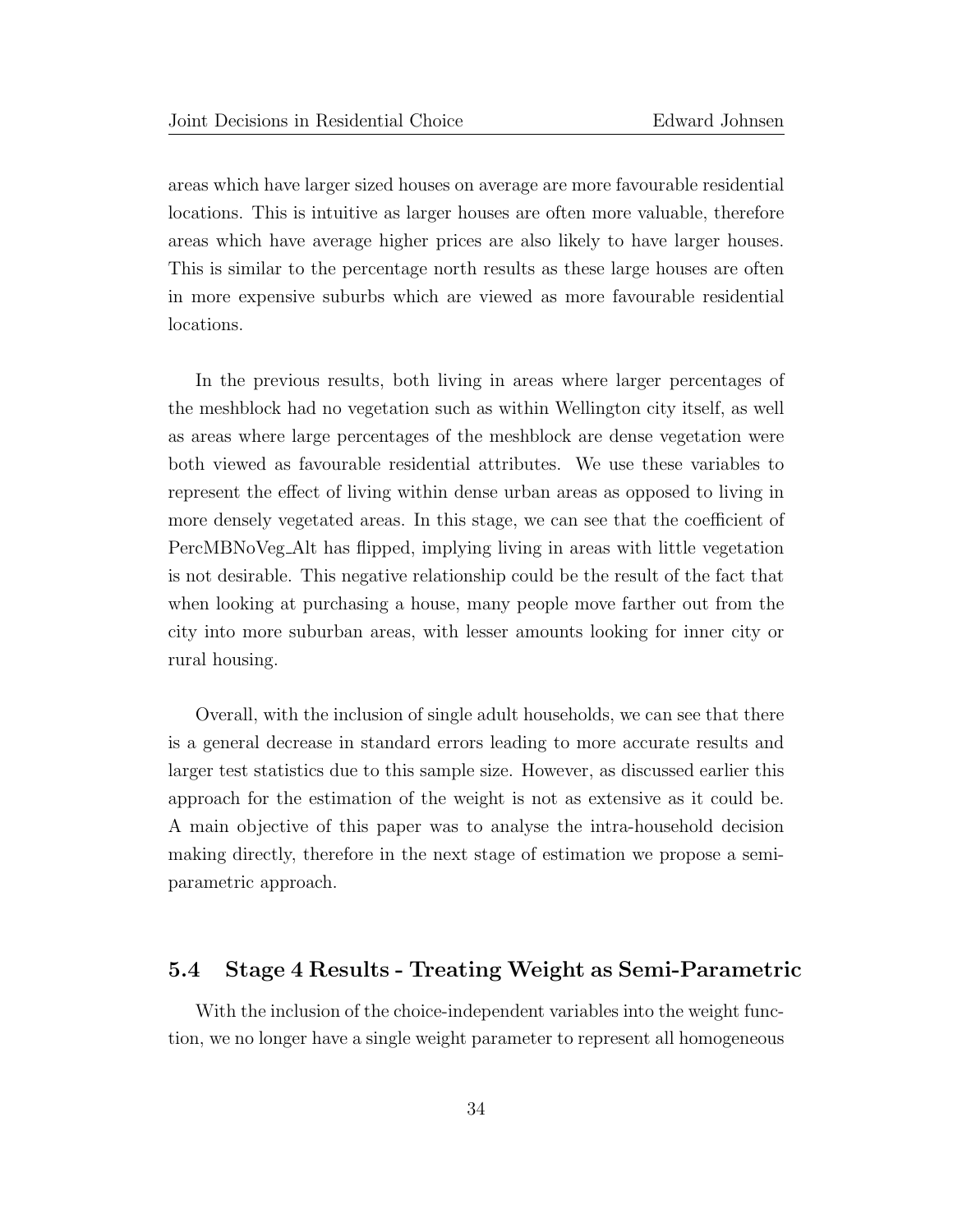areas which have larger sized houses on average are more favourable residential locations. This is intuitive as larger houses are often more valuable, therefore areas which have average higher prices are also likely to have larger houses. This is similar to the percentage north results as these large houses are often in more expensive suburbs which are viewed as more favourable residential locations.

In the previous results, both living in areas where larger percentages of the meshblock had no vegetation such as within Wellington city itself, as well as areas where large percentages of the meshblock are dense vegetation were both viewed as favourable residential attributes. We use these variables to represent the effect of living within dense urban areas as opposed to living in more densely vegetated areas. In this stage, we can see that the coefficient of PercMBNoVeg_Alt has flipped, implying living in areas with little vegetation is not desirable. This negative relationship could be the result of the fact that when looking at purchasing a house, many people move farther out from the city into more suburban areas, with lesser amounts looking for inner city or rural housing.

Overall, with the inclusion of single adult households, we can see that there is a general decrease in standard errors leading to more accurate results and larger test statistics due to this sample size. However, as discussed earlier this approach for the estimation of the weight is not as extensive as it could be. A main objective of this paper was to analyse the intra-household decision making directly, therefore in the next stage of estimation we propose a semi-parametric approach.

## 5.4 Stage 4 Results - Treating Weight as Semi-Parametric

With the inclusion of the choice-independent variables into the weight function, we no longer have a single weight parameter to represent all homogeneous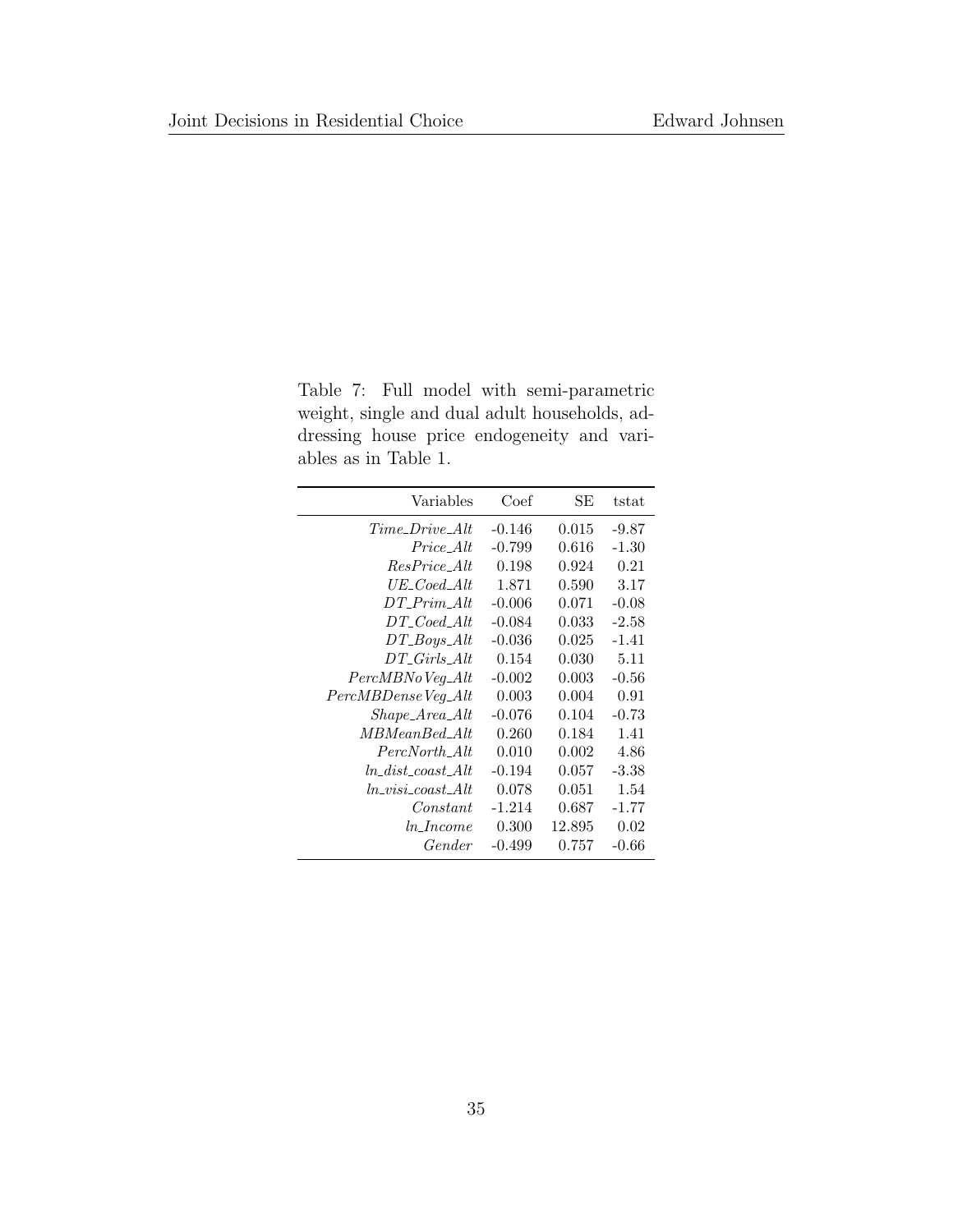Table 7: Full model with semi-parametric weight, single and dual adult households, addressing house price endogeneity and variables as in Table 1.

| Variables | Coef | SE | tstat |
|---|---|---|---|
| *Time_Drive_Alt* | -0.146 | 0.015 | -9.87 |
| *Price_Alt* | -0.799 | 0.616 | -1.30 |
| *ResPrice_Alt* | 0.198 | 0.924 | 0.21 |
| *UE_Coed_Alt* | 1.871 | 0.590 | 3.17 |
| *DT_Prim_Alt* | -0.006 | 0.071 | -0.08 |
| *DT_Coed_Alt* | -0.084 | 0.033 | -2.58 |
| *DT_Boys_Alt* | -0.036 | 0.025 | -1.41 |
| *DT_Girls_Alt* | 0.154 | 0.030 | 5.11 |
| *PercMBNoVeg_Alt* | -0.002 | 0.003 | -0.56 |
| *PercMBDenseVeg_Alt* | 0.003 | 0.004 | 0.91 |
| *Shape_Area_Alt* | -0.076 | 0.104 | -0.73 |
| *MBMeanBed_Alt* | 0.260 | 0.184 | 1.41 |
| *PercNorth_Alt* | 0.010 | 0.002 | 4.86 |
| *ln_dist_coast_Alt* | -0.194 | 0.057 | -3.38 |
| *ln_visi_coast_Alt* | 0.078 | 0.051 | 1.54 |
| *Constant* | -1.214 | 0.687 | -1.77 |
| *ln_Income* | 0.300 | 12.895 | 0.02 |
| *Gender* | -0.499 | 0.757 | -0.66 |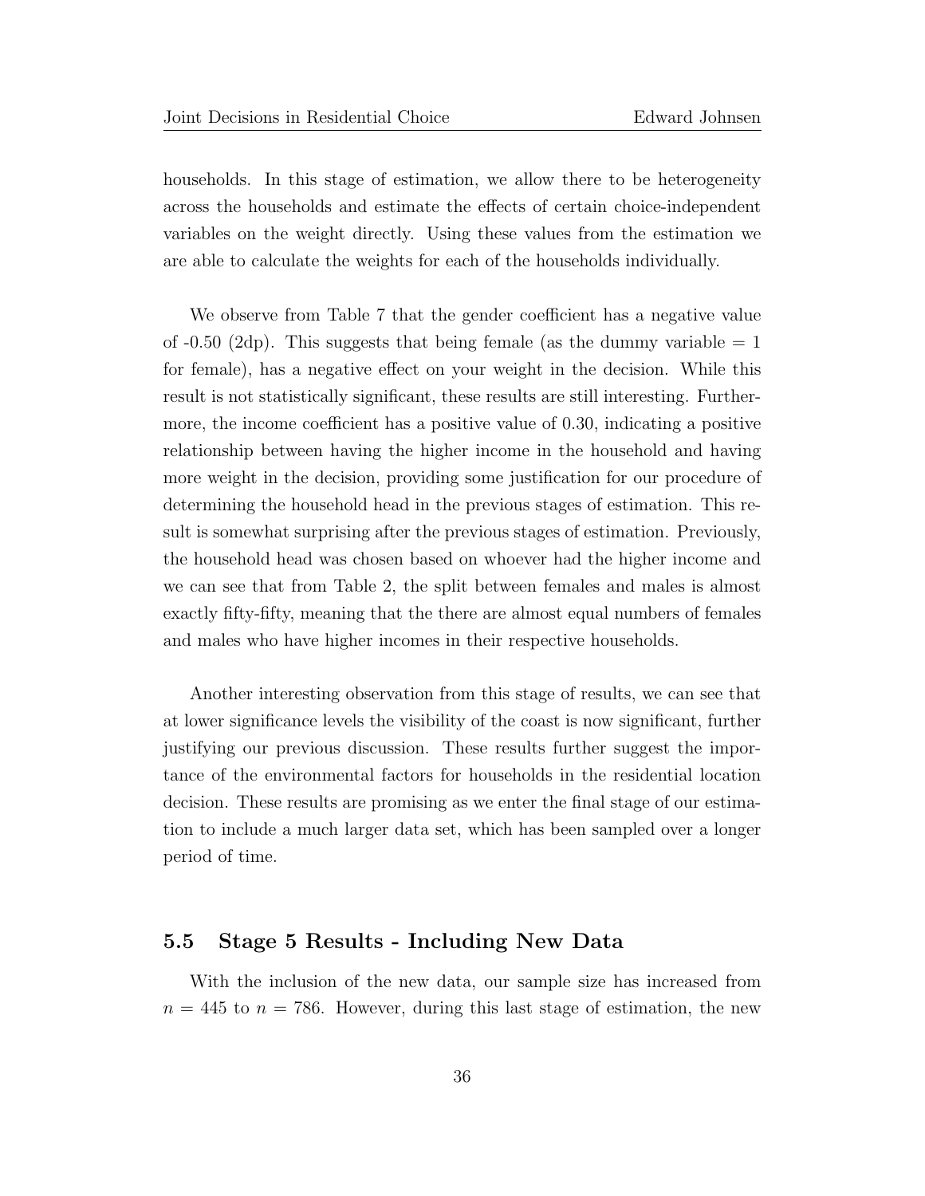households. In this stage of estimation, we allow there to be heterogeneity across the households and estimate the effects of certain choice-independent variables on the weight directly. Using these values from the estimation we are able to calculate the weights for each of the households individually.

We observe from Table 7 that the gender coefficient has a negative value of -0.50 (2dp). This suggests that being female (as the dummy variable = 1 for female), has a negative effect on your weight in the decision. While this result is not statistically significant, these results are still interesting. Furthermore, the income coefficient has a positive value of 0.30, indicating a positive relationship between having the higher income in the household and having more weight in the decision, providing some justification for our procedure of determining the household head in the previous stages of estimation. This result is somewhat surprising after the previous stages of estimation. Previously, the household head was chosen based on whoever had the higher income and we can see that from Table 2, the split between females and males is almost exactly fifty-fifty, meaning that the there are almost equal numbers of females and males who have higher incomes in their respective households.

Another interesting observation from this stage of results, we can see that at lower significance levels the visibility of the coast is now significant, further justifying our previous discussion. These results further suggest the importance of the environmental factors for households in the residential location decision. These results are promising as we enter the final stage of our estimation to include a much larger data set, which has been sampled over a longer period of time.

## 5.5 Stage 5 Results - Including New Data

With the inclusion of the new data, our sample size has increased from $n = 445$ to $n = 786$. However, during this last stage of estimation, the new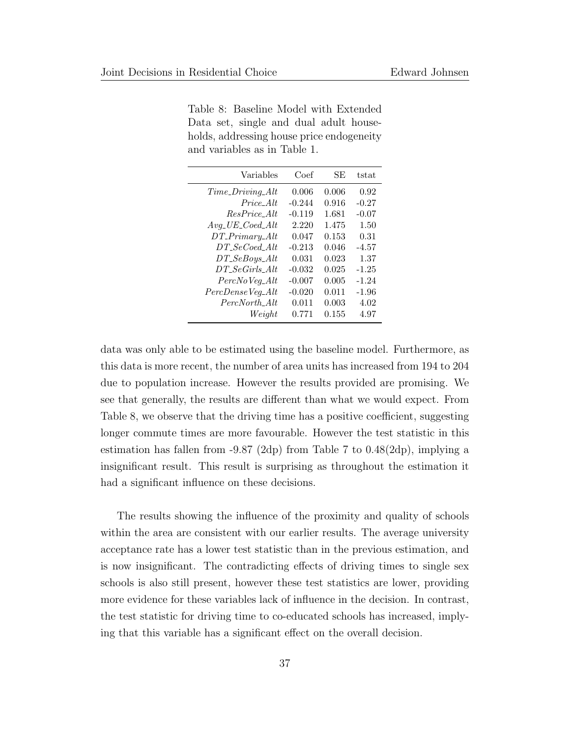Table 8: Baseline Model with Extended Data set, single and dual adult households, addressing house price endogeneity and variables as in Table 1.

| Variables | Coef | SE | tstat |
|---|---|---|---|
| *Time_Driving_Alt* | 0.006 | 0.006 | 0.92 |
| *Price_Alt* | -0.244 | 0.916 | -0.27 |
| *ResPrice_Alt* | -0.119 | 1.681 | -0.07 |
| *Avg_UE_Coed_Alt* | 2.220 | 1.475 | 1.50 |
| *DT_Primary_Alt* | 0.047 | 0.153 | 0.31 |
| *DT_SeCoed_Alt* | -0.213 | 0.046 | -4.57 |
| *DT_SeBoys_Alt* | 0.031 | 0.023 | 1.37 |
| *DT_SeGirls_Alt* | -0.032 | 0.025 | -1.25 |
| *PercNoVeg_Alt* | -0.007 | 0.005 | -1.24 |
| *PercDenseVeg_Alt* | -0.020 | 0.011 | -1.96 |
| *PercNorth_Alt* | 0.011 | 0.003 | 4.02 |
| *Weight* | 0.771 | 0.155 | 4.97 |

data was only able to be estimated using the baseline model. Furthermore, as this data is more recent, the number of area units has increased from 194 to 204 due to population increase. However the results provided are promising. We see that generally, the results are different than what we would expect. From Table 8, we observe that the driving time has a positive coefficient, suggesting longer commute times are more favourable. However the test statistic in this estimation has fallen from -9.87 (2dp) from Table 7 to 0.48(2dp), implying a insignificant result. This result is surprising as throughout the estimation it had a significant influence on these decisions.

The results showing the influence of the proximity and quality of schools within the area are consistent with our earlier results. The average university acceptance rate has a lower test statistic than in the previous estimation, and is now insignificant. The contradicting effects of driving times to single sex schools is also still present, however these test statistics are lower, providing more evidence for these variables lack of influence in the decision. In contrast, the test statistic for driving time to co-educated schools has increased, implying that this variable has a significant effect on the overall decision.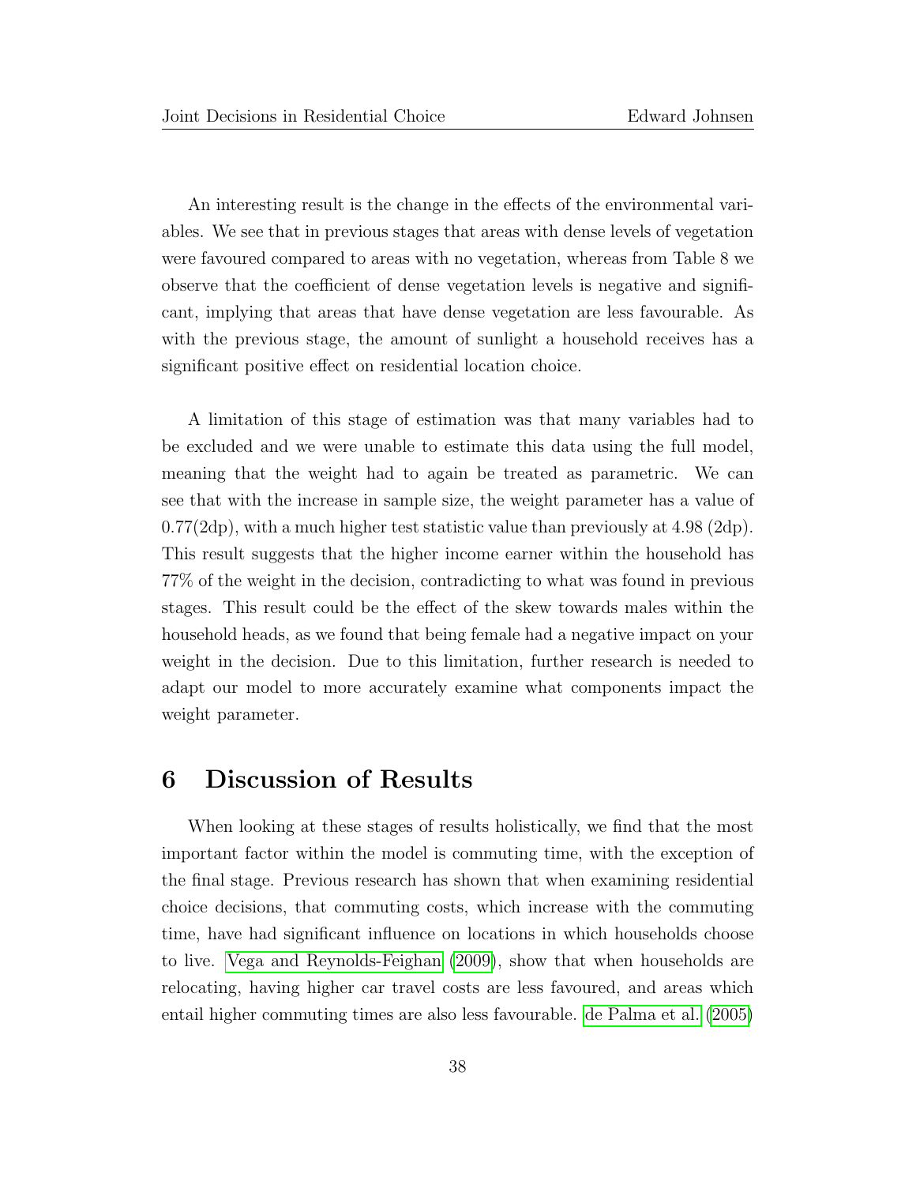An interesting result is the change in the effects of the environmental variables. We see that in previous stages that areas with dense levels of vegetation were favoured compared to areas with no vegetation, whereas from Table 8 we observe that the coefficient of dense vegetation levels is negative and significant, implying that areas that have dense vegetation are less favourable. As with the previous stage, the amount of sunlight a household receives has a significant positive effect on residential location choice.

A limitation of this stage of estimation was that many variables had to be excluded and we were unable to estimate this data using the full model, meaning that the weight had to again be treated as parametric. We can see that with the increase in sample size, the weight parameter has a value of 0.77(2dp), with a much higher test statistic value than previously at 4.98 (2dp). This result suggests that the higher income earner within the household has 77% of the weight in the decision, contradicting to what was found in previous stages. This result could be the effect of the skew towards males within the household heads, as we found that being female had a negative impact on your weight in the decision. Due to this limitation, further research is needed to adapt our model to more accurately examine what components impact the weight parameter.

## 6 Discussion of Results

When looking at these stages of results holistically, we find that the most important factor within the model is commuting time, with the exception of the final stage. Previous research has shown that when examining residential choice decisions, that commuting costs, which increase with the commuting time, have had significant influence on locations in which households choose to live. Vega and Reynolds-Feighan (2009), show that when households are relocating, having higher car travel costs are less favoured, and areas which entail higher commuting times are also less favourable. de Palma et al. (2005)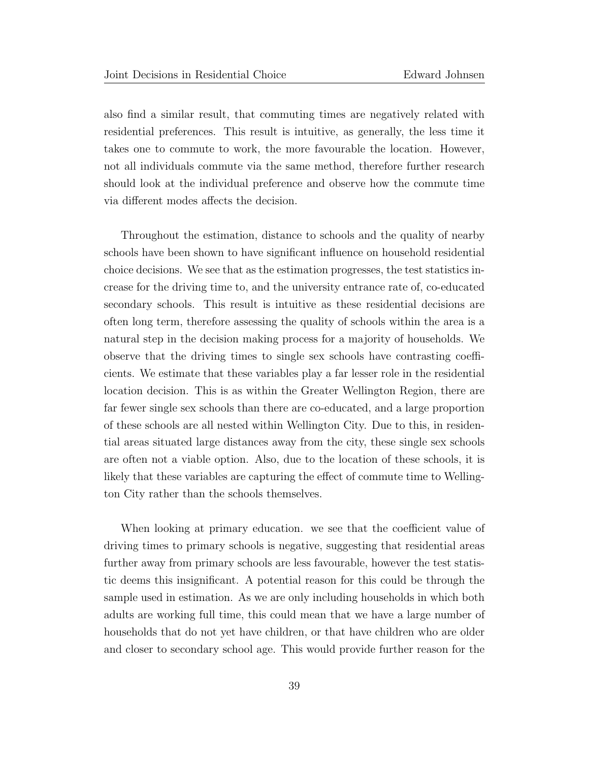also find a similar result, that commuting times are negatively related with residential preferences. This result is intuitive, as generally, the less time it takes one to commute to work, the more favourable the location. However, not all individuals commute via the same method, therefore further research should look at the individual preference and observe how the commute time via different modes affects the decision.

Throughout the estimation, distance to schools and the quality of nearby schools have been shown to have significant influence on household residential choice decisions. We see that as the estimation progresses, the test statistics increase for the driving time to, and the university entrance rate of, co-educated secondary schools. This result is intuitive as these residential decisions are often long term, therefore assessing the quality of schools within the area is a natural step in the decision making process for a majority of households. We observe that the driving times to single sex schools have contrasting coefficients. We estimate that these variables play a far lesser role in the residential location decision. This is as within the Greater Wellington Region, there are far fewer single sex schools than there are co-educated, and a large proportion of these schools are all nested within Wellington City. Due to this, in residential areas situated large distances away from the city, these single sex schools are often not a viable option. Also, due to the location of these schools, it is likely that these variables are capturing the effect of commute time to Wellington City rather than the schools themselves.

When looking at primary education. we see that the coefficient value of driving times to primary schools is negative, suggesting that residential areas further away from primary schools are less favourable, however the test statistic deems this insignificant. A potential reason for this could be through the sample used in estimation. As we are only including households in which both adults are working full time, this could mean that we have a large number of households that do not yet have children, or that have children who are older and closer to secondary school age. This would provide further reason for the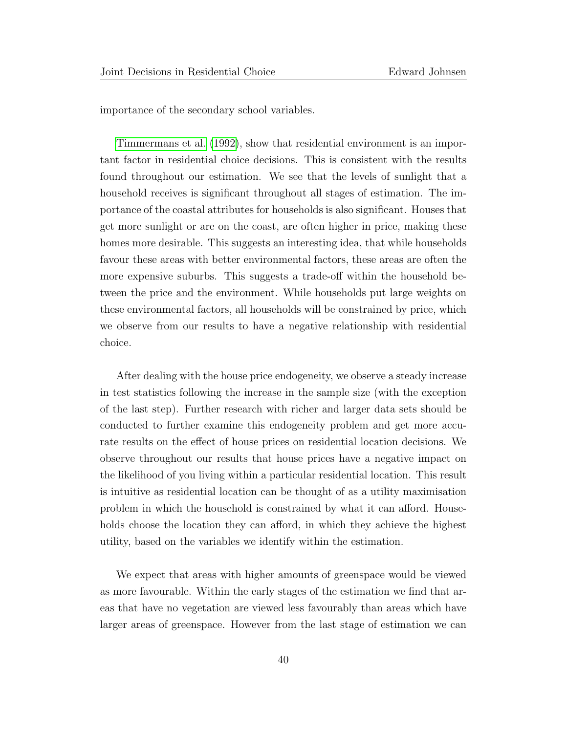importance of the secondary school variables.

Timmermans et al. (1992), show that residential environment is an important factor in residential choice decisions. This is consistent with the results found throughout our estimation. We see that the levels of sunlight that a household receives is significant throughout all stages of estimation. The importance of the coastal attributes for households is also significant. Houses that get more sunlight or are on the coast, are often higher in price, making these homes more desirable. This suggests an interesting idea, that while households favour these areas with better environmental factors, these areas are often the more expensive suburbs. This suggests a trade-off within the household between the price and the environment. While households put large weights on these environmental factors, all households will be constrained by price, which we observe from our results to have a negative relationship with residential choice.

After dealing with the house price endogeneity, we observe a steady increase in test statistics following the increase in the sample size (with the exception of the last step). Further research with richer and larger data sets should be conducted to further examine this endogeneity problem and get more accurate results on the effect of house prices on residential location decisions. We observe throughout our results that house prices have a negative impact on the likelihood of you living within a particular residential location. This result is intuitive as residential location can be thought of as a utility maximisation problem in which the household is constrained by what it can afford. Households choose the location they can afford, in which they achieve the highest utility, based on the variables we identify within the estimation.

We expect that areas with higher amounts of greenspace would be viewed as more favourable. Within the early stages of the estimation we find that areas that have no vegetation are viewed less favourably than areas which have larger areas of greenspace. However from the last stage of estimation we can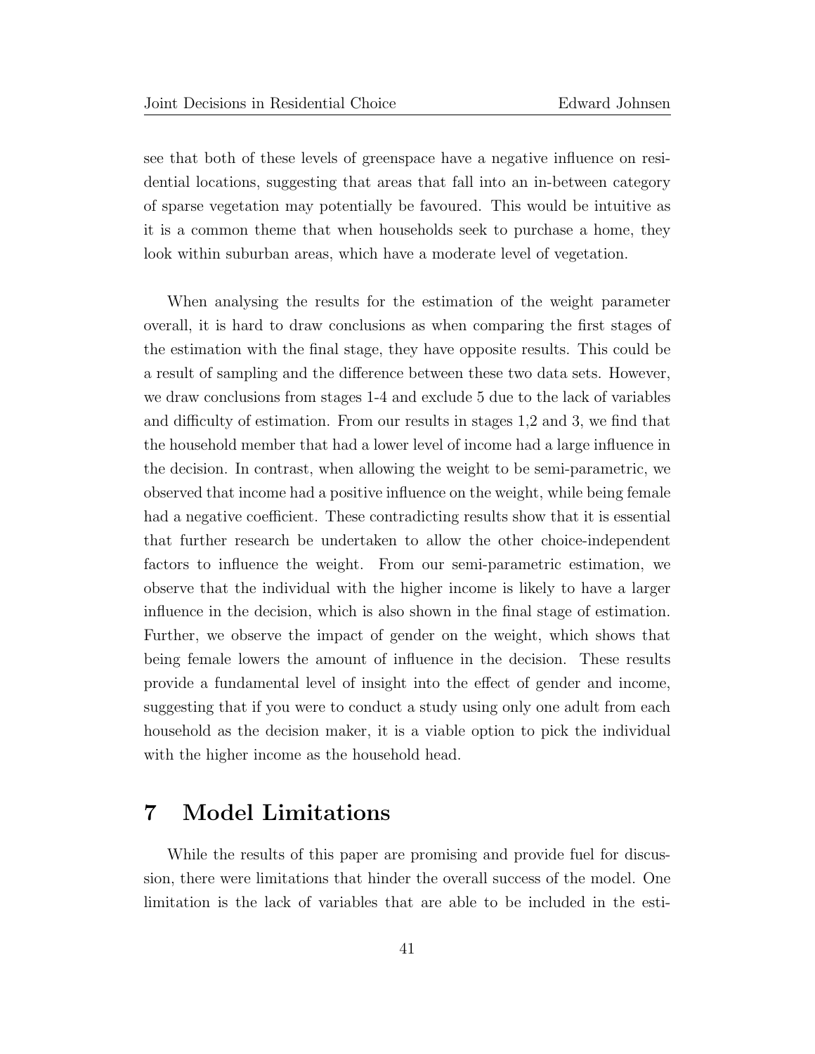see that both of these levels of greenspace have a negative influence on residential locations, suggesting that areas that fall into an in-between category of sparse vegetation may potentially be favoured. This would be intuitive as it is a common theme that when households seek to purchase a home, they look within suburban areas, which have a moderate level of vegetation.

When analysing the results for the estimation of the weight parameter overall, it is hard to draw conclusions as when comparing the first stages of the estimation with the final stage, they have opposite results. This could be a result of sampling and the difference between these two data sets. However, we draw conclusions from stages 1-4 and exclude 5 due to the lack of variables and difficulty of estimation. From our results in stages 1,2 and 3, we find that the household member that had a lower level of income had a large influence in the decision. In contrast, when allowing the weight to be semi-parametric, we observed that income had a positive influence on the weight, while being female had a negative coefficient. These contradicting results show that it is essential that further research be undertaken to allow the other choice-independent factors to influence the weight. From our semi-parametric estimation, we observe that the individual with the higher income is likely to have a larger influence in the decision, which is also shown in the final stage of estimation. Further, we observe the impact of gender on the weight, which shows that being female lowers the amount of influence in the decision. These results provide a fundamental level of insight into the effect of gender and income, suggesting that if you were to conduct a study using only one adult from each household as the decision maker, it is a viable option to pick the individual with the higher income as the household head.

# 7 Model Limitations

While the results of this paper are promising and provide fuel for discussion, there were limitations that hinder the overall success of the model. One limitation is the lack of variables that are able to be included in the esti-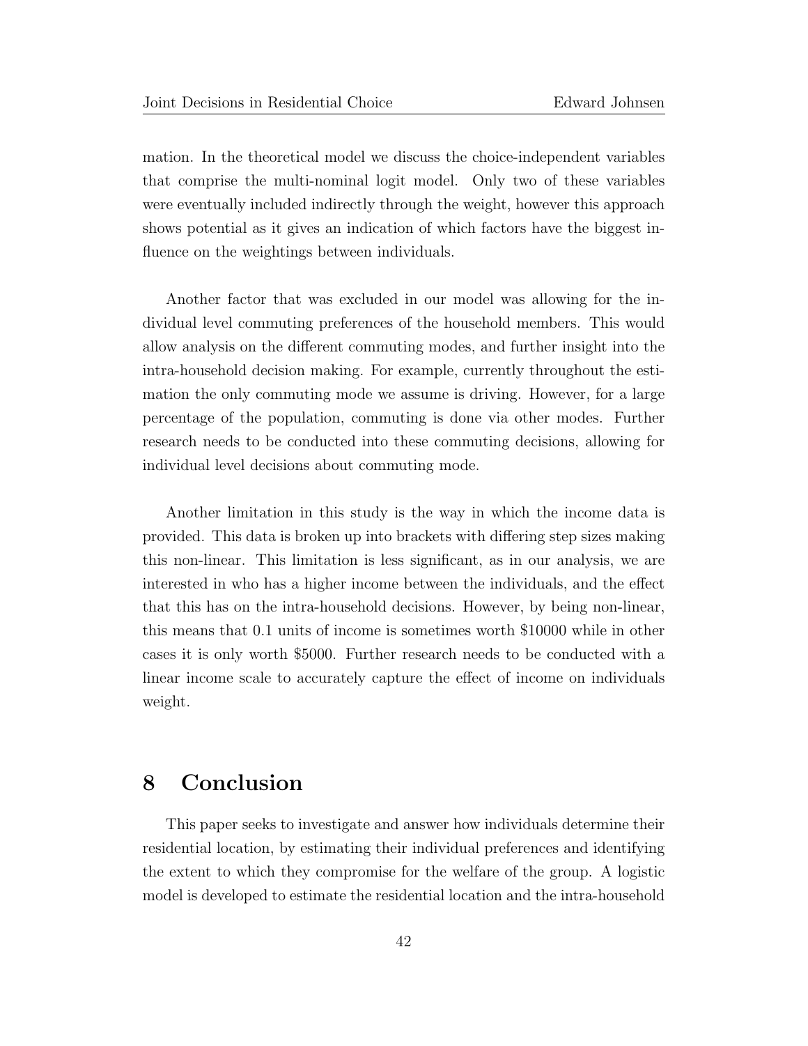mation. In the theoretical model we discuss the choice-independent variables that comprise the multi-nominal logit model. Only two of these variables were eventually included indirectly through the weight, however this approach shows potential as it gives an indication of which factors have the biggest influence on the weightings between individuals.

Another factor that was excluded in our model was allowing for the individual level commuting preferences of the household members. This would allow analysis on the different commuting modes, and further insight into the intra-household decision making. For example, currently throughout the estimation the only commuting mode we assume is driving. However, for a large percentage of the population, commuting is done via other modes. Further research needs to be conducted into these commuting decisions, allowing for individual level decisions about commuting mode.

Another limitation in this study is the way in which the income data is provided. This data is broken up into brackets with differing step sizes making this non-linear. This limitation is less significant, as in our analysis, we are interested in who has a higher income between the individuals, and the effect that this has on the intra-household decisions. However, by being non-linear, this means that 0.1 units of income is sometimes worth $10000 while in other cases it is only worth $5000. Further research needs to be conducted with a linear income scale to accurately capture the effect of income on individuals weight.

# 8 Conclusion

This paper seeks to investigate and answer how individuals determine their residential location, by estimating their individual preferences and identifying the extent to which they compromise for the welfare of the group. A logistic model is developed to estimate the residential location and the intra-household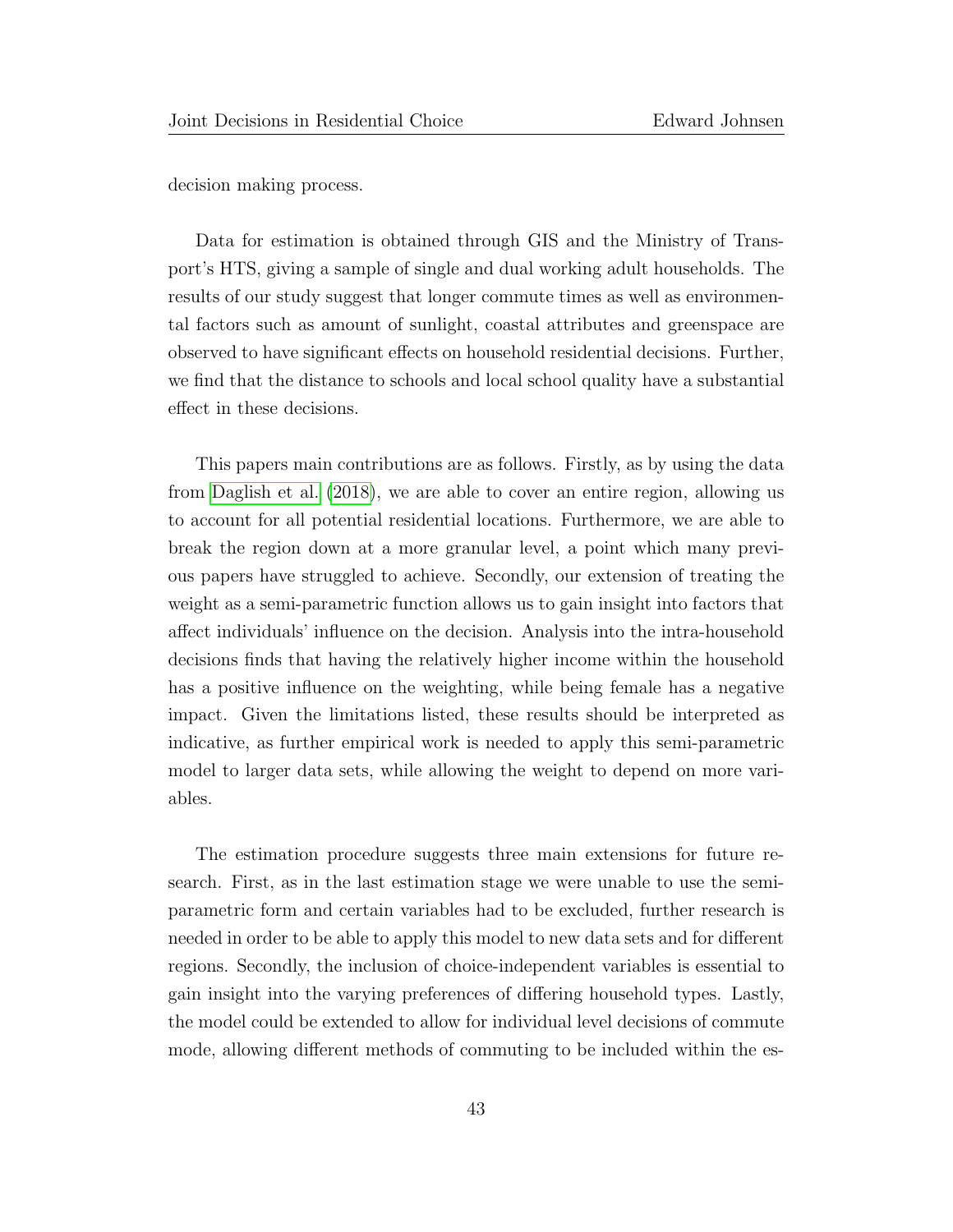decision making process.

Data for estimation is obtained through GIS and the Ministry of Transport's HTS, giving a sample of single and dual working adult households. The results of our study suggest that longer commute times as well as environmental factors such as amount of sunlight, coastal attributes and greenspace are observed to have significant effects on household residential decisions. Further, we find that the distance to schools and local school quality have a substantial effect in these decisions.

This papers main contributions are as follows. Firstly, as by using the data from Daglish et al. (2018), we are able to cover an entire region, allowing us to account for all potential residential locations. Furthermore, we are able to break the region down at a more granular level, a point which many previous papers have struggled to achieve. Secondly, our extension of treating the weight as a semi-parametric function allows us to gain insight into factors that affect individuals' influence on the decision. Analysis into the intra-household decisions finds that having the relatively higher income within the household has a positive influence on the weighting, while being female has a negative impact. Given the limitations listed, these results should be interpreted as indicative, as further empirical work is needed to apply this semi-parametric model to larger data sets, while allowing the weight to depend on more variables.

The estimation procedure suggests three main extensions for future research. First, as in the last estimation stage we were unable to use the semi-parametric form and certain variables had to be excluded, further research is needed in order to be able to apply this model to new data sets and for different regions. Secondly, the inclusion of choice-independent variables is essential to gain insight into the varying preferences of differing household types. Lastly, the model could be extended to allow for individual level decisions of commute mode, allowing different methods of commuting to be included within the es-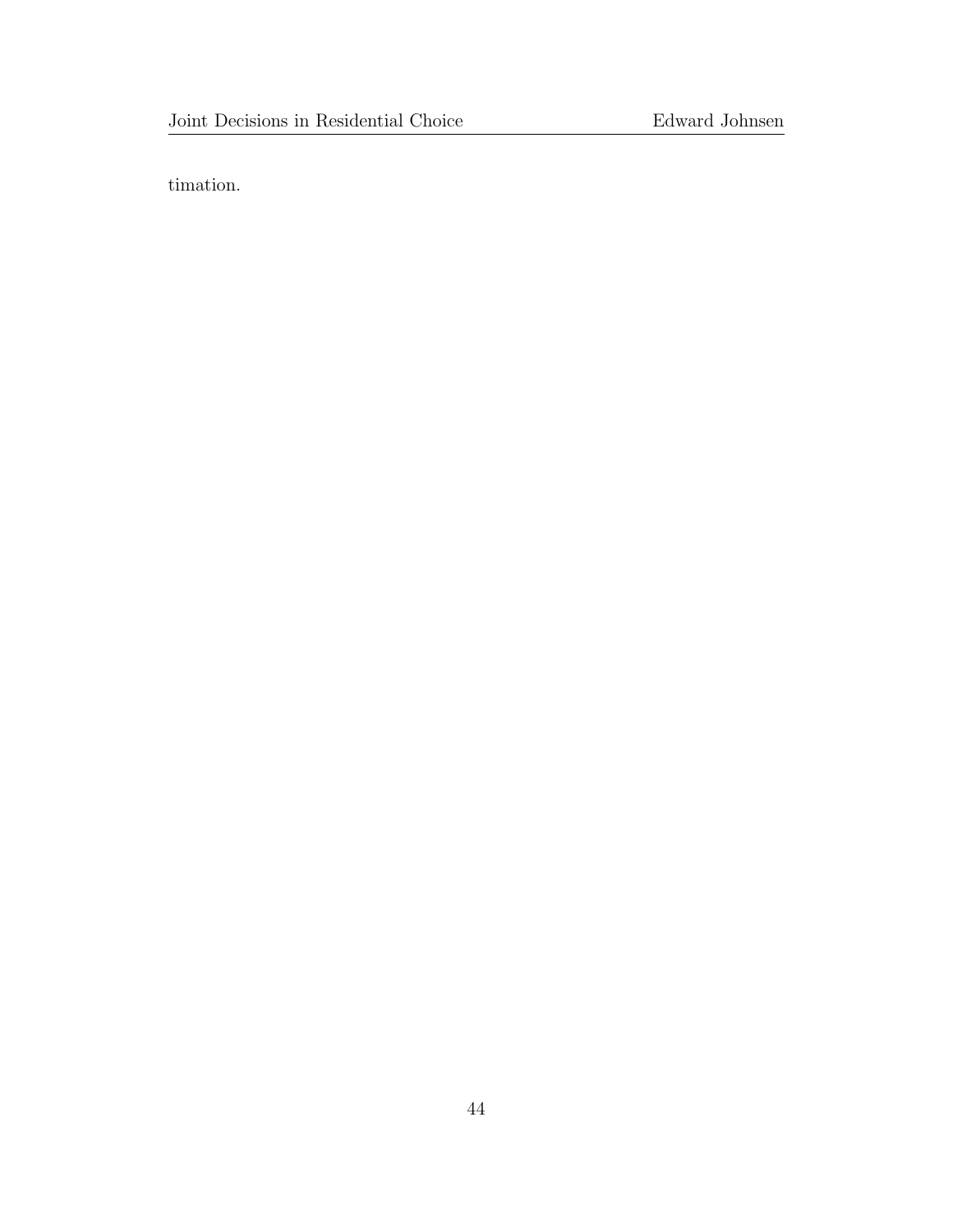timation.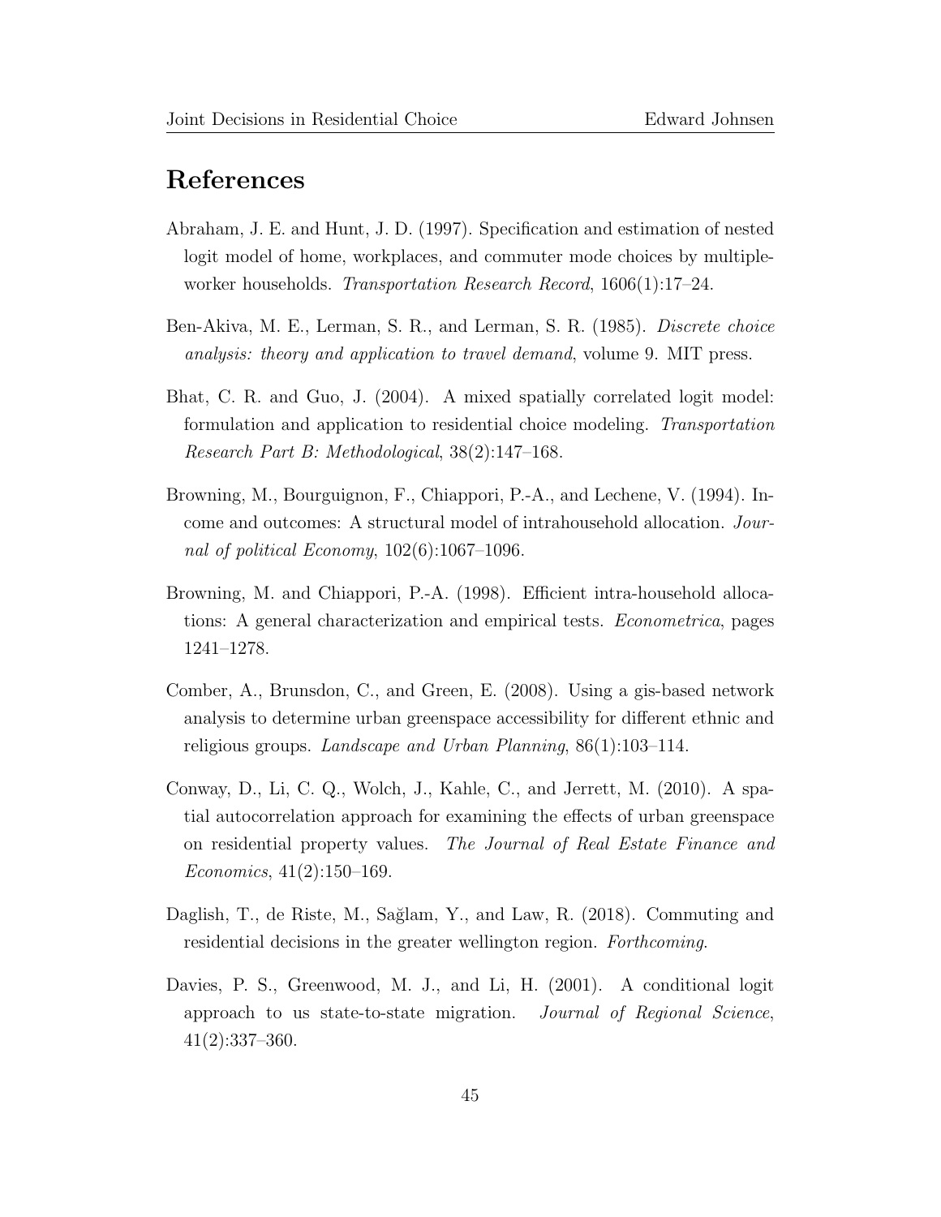# References

Abraham, J. E. and Hunt, J. D. (1997). Specification and estimation of nested logit model of home, workplaces, and commuter mode choices by multiple-worker households. *Transportation Research Record*, 1606(1):17–24.

Ben-Akiva, M. E., Lerman, S. R., and Lerman, S. R. (1985). *Discrete choice analysis: theory and application to travel demand*, volume 9. MIT press.

Bhat, C. R. and Guo, J. (2004). A mixed spatially correlated logit model: formulation and application to residential choice modeling. *Transportation Research Part B: Methodological*, 38(2):147–168.

Browning, M., Bourguignon, F., Chiappori, P.-A., and Lechene, V. (1994). Income and outcomes: A structural model of intrahousehold allocation. *Journal of political Economy*, 102(6):1067–1096.

Browning, M. and Chiappori, P.-A. (1998). Efficient intra-household allocations: A general characterization and empirical tests. *Econometrica*, pages 1241–1278.

Comber, A., Brunsdon, C., and Green, E. (2008). Using a gis-based network analysis to determine urban greenspace accessibility for different ethnic and religious groups. *Landscape and Urban Planning*, 86(1):103–114.

Conway, D., Li, C. Q., Wolch, J., Kahle, C., and Jerrett, M. (2010). A spatial autocorrelation approach for examining the effects of urban greenspace on residential property values. *The Journal of Real Estate Finance and Economics*, 41(2):150–169.

Daglish, T., de Riste, M., Sağlam, Y., and Law, R. (2018). Commuting and residential decisions in the greater wellington region. *Forthcoming*.

Davies, P. S., Greenwood, M. J., and Li, H. (2001). A conditional logit approach to us state-to-state migration. *Journal of Regional Science*, 41(2):337–360.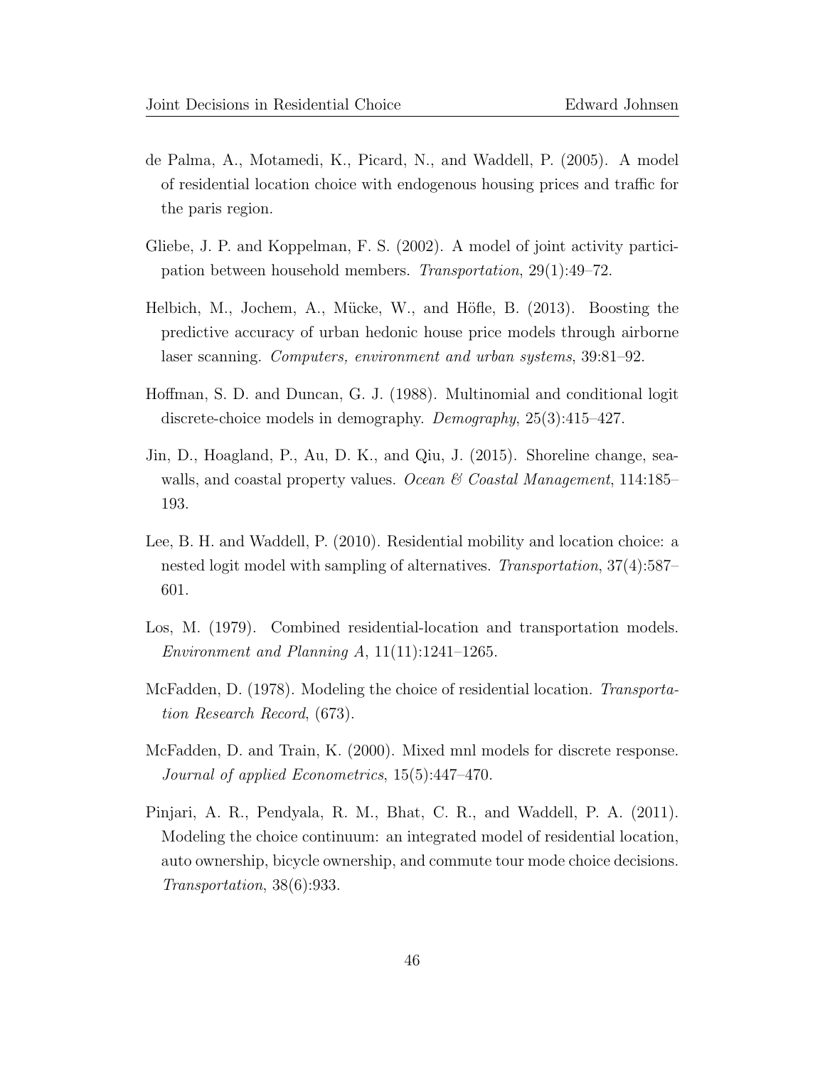de Palma, A., Motamedi, K., Picard, N., and Waddell, P. (2005). A model of residential location choice with endogenous housing prices and traffic for the paris region.

Gliebe, J. P. and Koppelman, F. S. (2002). A model of joint activity participation between household members. *Transportation*, 29(1):49–72.

Helbich, M., Jochem, A., Mücke, W., and Höfle, B. (2013). Boosting the predictive accuracy of urban hedonic house price models through airborne laser scanning. *Computers, environment and urban systems*, 39:81–92.

Hoffman, S. D. and Duncan, G. J. (1988). Multinomial and conditional logit discrete-choice models in demography. *Demography*, 25(3):415–427.

Jin, D., Hoagland, P., Au, D. K., and Qiu, J. (2015). Shoreline change, seawalls, and coastal property values. *Ocean & Coastal Management*, 114:185–193.

Lee, B. H. and Waddell, P. (2010). Residential mobility and location choice: a nested logit model with sampling of alternatives. *Transportation*, 37(4):587–601.

Los, M. (1979). Combined residential-location and transportation models. *Environment and Planning A*, 11(11):1241–1265.

McFadden, D. (1978). Modeling the choice of residential location. *Transportation Research Record*, (673).

McFadden, D. and Train, K. (2000). Mixed mnl models for discrete response. *Journal of applied Econometrics*, 15(5):447–470.

Pinjari, A. R., Pendyala, R. M., Bhat, C. R., and Waddell, P. A. (2011). Modeling the choice continuum: an integrated model of residential location, auto ownership, bicycle ownership, and commute tour mode choice decisions. *Transportation*, 38(6):933.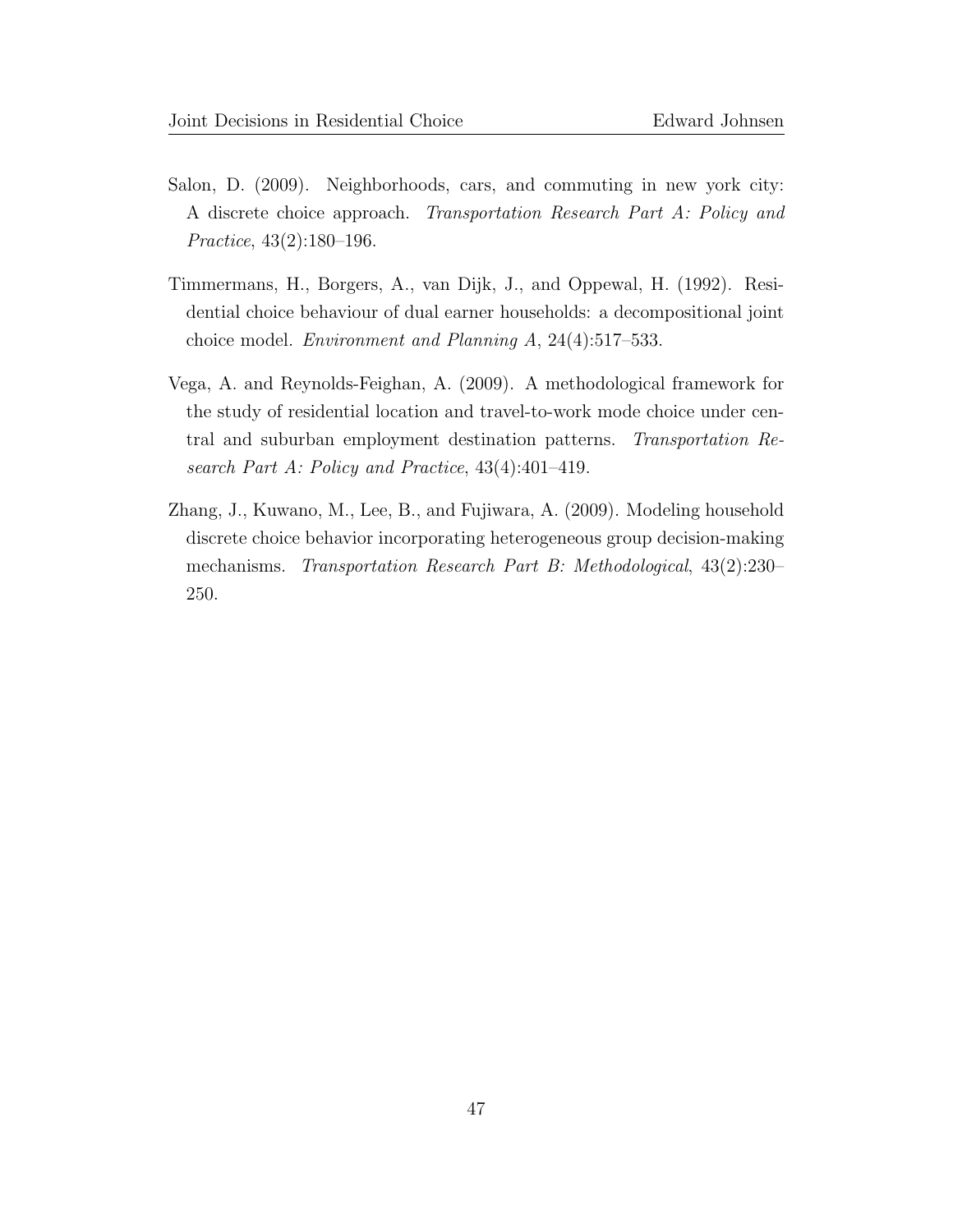Salon, D. (2009). Neighborhoods, cars, and commuting in new york city: A discrete choice approach. *Transportation Research Part A: Policy and Practice*, 43(2):180–196.

Timmermans, H., Borgers, A., van Dijk, J., and Oppewal, H. (1992). Residential choice behaviour of dual earner households: a decompositional joint choice model. *Environment and Planning A*, 24(4):517–533.

Vega, A. and Reynolds-Feighan, A. (2009). A methodological framework for the study of residential location and travel-to-work mode choice under central and suburban employment destination patterns. *Transportation Research Part A: Policy and Practice*, 43(4):401–419.

Zhang, J., Kuwano, M., Lee, B., and Fujiwara, A. (2009). Modeling household discrete choice behavior incorporating heterogeneous group decision-making mechanisms. *Transportation Research Part B: Methodological*, 43(2):230–250.